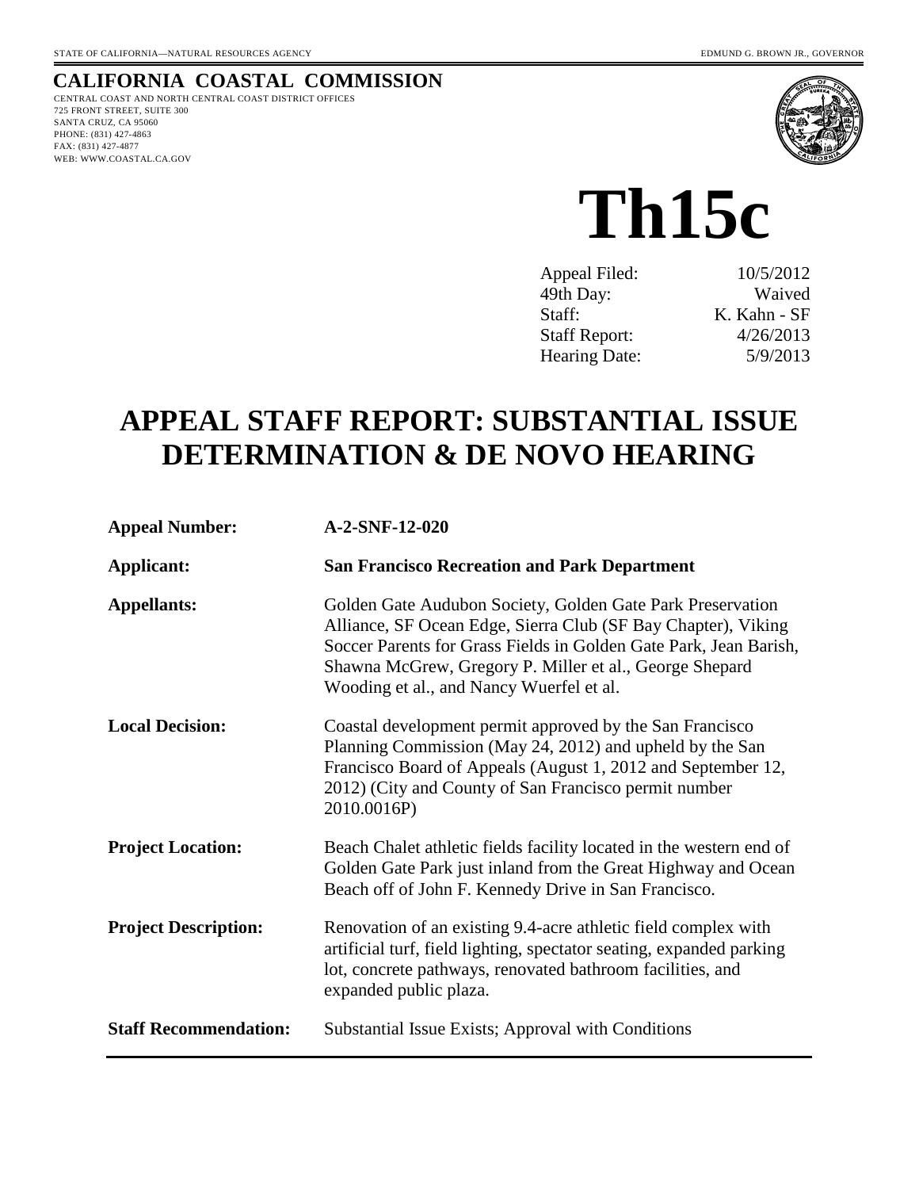STATE OF CALIFORNIA—NATURAL RESOURCES AGENCY EDMUND G. BROWN JR., GOVERNOR

**CALIFORNIA COASTAL COMMISSION**
CENTRAL COAST AND NORTH CENTRAL COAST DISTRICT OFFICES
725 FRONT STREET, SUITE 300
SANTA CRUZ, CA 95060
PHONE: (831) 427-4863
FAX: (831) 427-4877
WEB: WWW.COASTAL.CA.GOV

# Th15c

| | |
|---|---|
| Appeal Filed: | 10/5/2012 |
| 49th Day: | Waived |
| Staff: | K. Kahn - SF |
| Staff Report: | 4/26/2013 |
| Hearing Date: | 5/9/2013 |

# APPEAL STAFF REPORT: SUBSTANTIAL ISSUE DETERMINATION & DE NOVO HEARING

| | |
|---|---|
| **Appeal Number:** | **A-2-SNF-12-020** |
| **Applicant:** | **San Francisco Recreation and Park Department** |
| **Appellants:** | Golden Gate Audubon Society, Golden Gate Park Preservation Alliance, SF Ocean Edge, Sierra Club (SF Bay Chapter), Viking Soccer Parents for Grass Fields in Golden Gate Park, Jean Barish, Shawna McGrew, Gregory P. Miller et al., George Shepard Wooding et al., and Nancy Wuerfel et al. |
| **Local Decision:** | Coastal development permit approved by the San Francisco Planning Commission (May 24, 2012) and upheld by the San Francisco Board of Appeals (August 1, 2012 and September 12, 2012) (City and County of San Francisco permit number 2010.0016P) |
| **Project Location:** | Beach Chalet athletic fields facility located in the western end of Golden Gate Park just inland from the Great Highway and Ocean Beach off of John F. Kennedy Drive in San Francisco. |
| **Project Description:** | Renovation of an existing 9.4-acre athletic field complex with artificial turf, field lighting, spectator seating, expanded parking lot, concrete pathways, renovated bathroom facilities, and expanded public plaza. |
| **Staff Recommendation:** | Substantial Issue Exists; Approval with Conditions |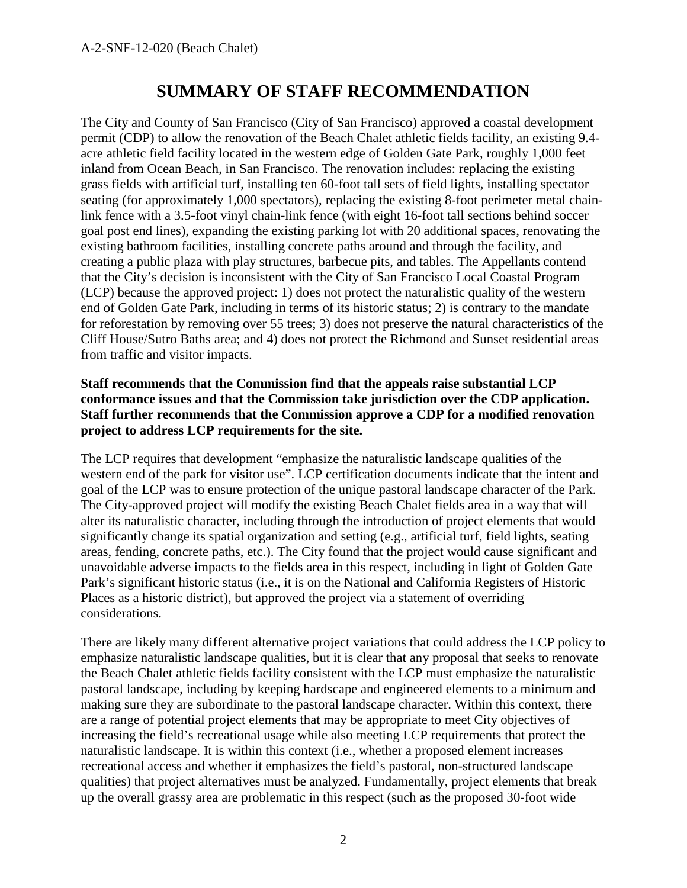# SUMMARY OF STAFF RECOMMENDATION

The City and County of San Francisco (City of San Francisco) approved a coastal development permit (CDP) to allow the renovation of the Beach Chalet athletic fields facility, an existing 9.4-acre athletic field facility located in the western edge of Golden Gate Park, roughly 1,000 feet inland from Ocean Beach, in San Francisco. The renovation includes: replacing the existing grass fields with artificial turf, installing ten 60-foot tall sets of field lights, installing spectator seating (for approximately 1,000 spectators), replacing the existing 8-foot perimeter metal chain-link fence with a 3.5-foot vinyl chain-link fence (with eight 16-foot tall sections behind soccer goal post end lines), expanding the existing parking lot with 20 additional spaces, renovating the existing bathroom facilities, installing concrete paths around and through the facility, and creating a public plaza with play structures, barbecue pits, and tables. The Appellants contend that the City's decision is inconsistent with the City of San Francisco Local Coastal Program (LCP) because the approved project: 1) does not protect the naturalistic quality of the western end of Golden Gate Park, including in terms of its historic status; 2) is contrary to the mandate for reforestation by removing over 55 trees; 3) does not preserve the natural characteristics of the Cliff House/Sutro Baths area; and 4) does not protect the Richmond and Sunset residential areas from traffic and visitor impacts.

**Staff recommends that the Commission find that the appeals raise substantial LCP conformance issues and that the Commission take jurisdiction over the CDP application. Staff further recommends that the Commission approve a CDP for a modified renovation project to address LCP requirements for the site.**

The LCP requires that development "emphasize the naturalistic landscape qualities of the western end of the park for visitor use". LCP certification documents indicate that the intent and goal of the LCP was to ensure protection of the unique pastoral landscape character of the Park. The City-approved project will modify the existing Beach Chalet fields area in a way that will alter its naturalistic character, including through the introduction of project elements that would significantly change its spatial organization and setting (e.g., artificial turf, field lights, seating areas, fending, concrete paths, etc.). The City found that the project would cause significant and unavoidable adverse impacts to the fields area in this respect, including in light of Golden Gate Park's significant historic status (i.e., it is on the National and California Registers of Historic Places as a historic district), but approved the project via a statement of overriding considerations.

There are likely many different alternative project variations that could address the LCP policy to emphasize naturalistic landscape qualities, but it is clear that any proposal that seeks to renovate the Beach Chalet athletic fields facility consistent with the LCP must emphasize the naturalistic pastoral landscape, including by keeping hardscape and engineered elements to a minimum and making sure they are subordinate to the pastoral landscape character. Within this context, there are a range of potential project elements that may be appropriate to meet City objectives of increasing the field's recreational usage while also meeting LCP requirements that protect the naturalistic landscape. It is within this context (i.e., whether a proposed element increases recreational access and whether it emphasizes the field's pastoral, non-structured landscape qualities) that project alternatives must be analyzed. Fundamentally, project elements that break up the overall grassy area are problematic in this respect (such as the proposed 30-foot wide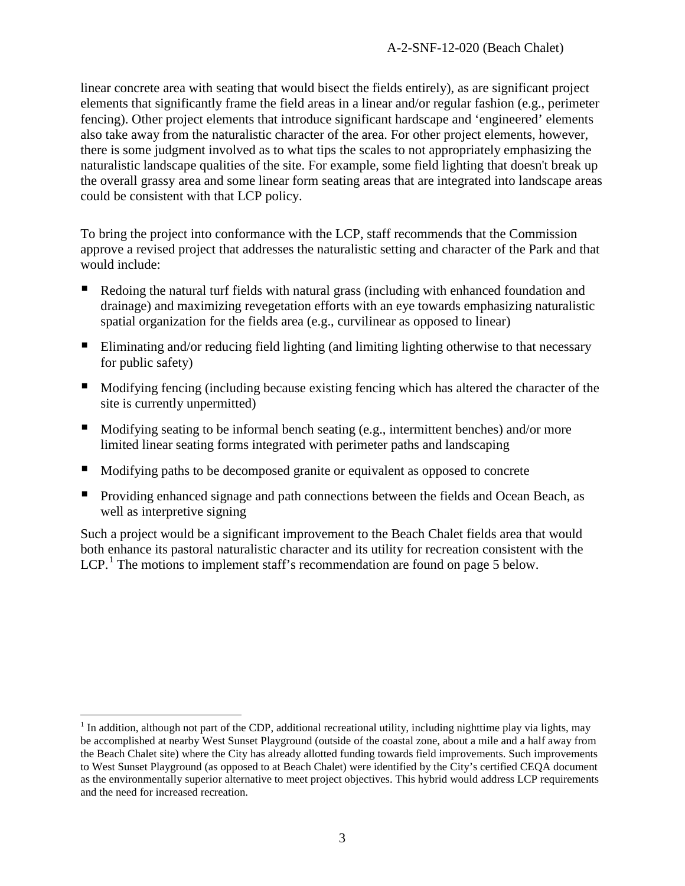linear concrete area with seating that would bisect the fields entirely), as are significant project elements that significantly frame the field areas in a linear and/or regular fashion (e.g., perimeter fencing). Other project elements that introduce significant hardscape and 'engineered' elements also take away from the naturalistic character of the area. For other project elements, however, there is some judgment involved as to what tips the scales to not appropriately emphasizing the naturalistic landscape qualities of the site. For example, some field lighting that doesn't break up the overall grassy area and some linear form seating areas that are integrated into landscape areas could be consistent with that LCP policy.

To bring the project into conformance with the LCP, staff recommends that the Commission approve a revised project that addresses the naturalistic setting and character of the Park and that would include:

- Redoing the natural turf fields with natural grass (including with enhanced foundation and drainage) and maximizing revegetation efforts with an eye towards emphasizing naturalistic spatial organization for the fields area (e.g., curvilinear as opposed to linear)
- Eliminating and/or reducing field lighting (and limiting lighting otherwise to that necessary for public safety)
- Modifying fencing (including because existing fencing which has altered the character of the site is currently unpermitted)
- Modifying seating to be informal bench seating (e.g., intermittent benches) and/or more limited linear seating forms integrated with perimeter paths and landscaping
- Modifying paths to be decomposed granite or equivalent as opposed to concrete
- Providing enhanced signage and path connections between the fields and Ocean Beach, as well as interpretive signing

Such a project would be a significant improvement to the Beach Chalet fields area that would both enhance its pastoral naturalistic character and its utility for recreation consistent with the LCP.[1] The motions to implement staff's recommendation are found on page 5 below.

[1] In addition, although not part of the CDP, additional recreational utility, including nighttime play via lights, may be accomplished at nearby West Sunset Playground (outside of the coastal zone, about a mile and a half away from the Beach Chalet site) where the City has already allotted funding towards field improvements. Such improvements to West Sunset Playground (as opposed to at Beach Chalet) were identified by the City's certified CEQA document as the environmentally superior alternative to meet project objectives. This hybrid would address LCP requirements and the need for increased recreation.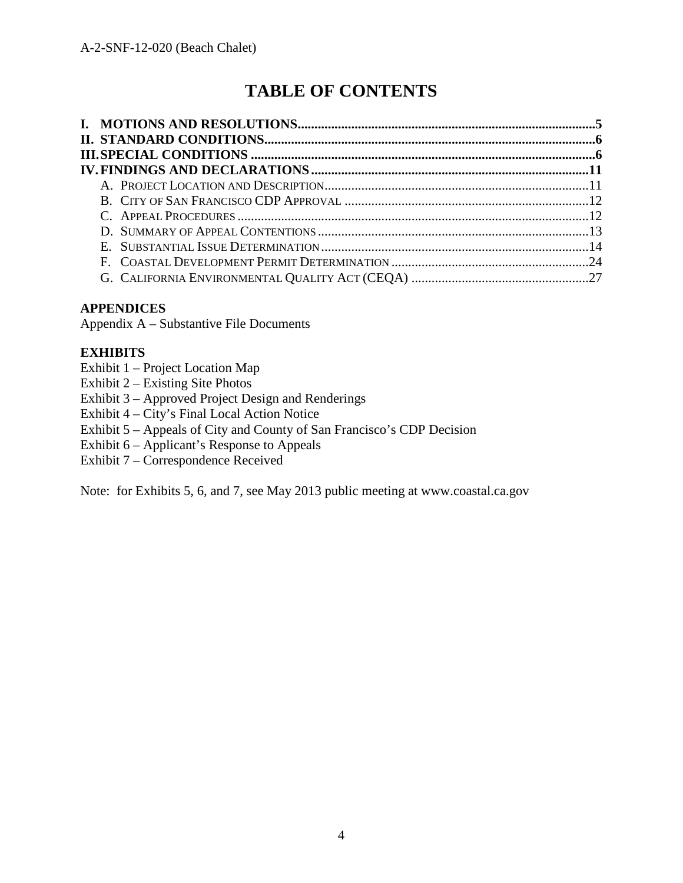# TABLE OF CONTENTS

**I. MOTIONS AND RESOLUTIONS....................................................................................5**
**II. STANDARD CONDITIONS.............................................................................................6**
**III. SPECIAL CONDITIONS ................................................................................................6**
**IV. FINDINGS AND DECLARATIONS ...........................................................................11**

- A. PROJECT LOCATION AND DESCRIPTION..............................................................................11
- B. CITY OF SAN FRANCISCO CDP APPROVAL .........................................................................12
- C. APPEAL PROCEDURES ........................................................................................................12
- D. SUMMARY OF APPEAL CONTENTIONS ................................................................................13
- E. SUBSTANTIAL ISSUE DETERMINATION ................................................................................14
- F. COASTAL DEVELOPMENT PERMIT DETERMINATION ...........................................................24
- G. CALIFORNIA ENVIRONMENTAL QUALITY ACT (CEQA) .....................................................27

**APPENDICES**

Appendix A – Substantive File Documents

**EXHIBITS**

Exhibit 1 – Project Location Map
Exhibit 2 – Existing Site Photos
Exhibit 3 – Approved Project Design and Renderings
Exhibit 4 – City's Final Local Action Notice
Exhibit 5 – Appeals of City and County of San Francisco's CDP Decision
Exhibit 6 – Applicant's Response to Appeals
Exhibit 7 – Correspondence Received

Note: for Exhibits 5, 6, and 7, see May 2013 public meeting at www.coastal.ca.gov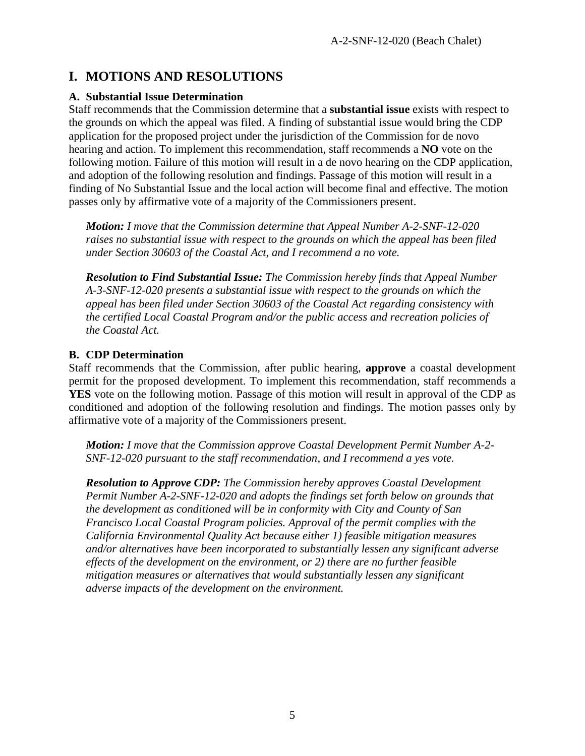# I. MOTIONS AND RESOLUTIONS

### A. Substantial Issue Determination

Staff recommends that the Commission determine that a **substantial issue** exists with respect to the grounds on which the appeal was filed. A finding of substantial issue would bring the CDP application for the proposed project under the jurisdiction of the Commission for de novo hearing and action. To implement this recommendation, staff recommends a **NO** vote on the following motion. Failure of this motion will result in a de novo hearing on the CDP application, and adoption of the following resolution and findings. Passage of this motion will result in a finding of No Substantial Issue and the local action will become final and effective. The motion passes only by affirmative vote of a majority of the Commissioners present.

> ***Motion:*** *I move that the Commission determine that Appeal Number A-2-SNF-12-020 raises no substantial issue with respect to the grounds on which the appeal has been filed under Section 30603 of the Coastal Act, and I recommend a no vote.*
>
> ***Resolution to Find Substantial Issue:*** *The Commission hereby finds that Appeal Number A-3-SNF-12-020 presents a substantial issue with respect to the grounds on which the appeal has been filed under Section 30603 of the Coastal Act regarding consistency with the certified Local Coastal Program and/or the public access and recreation policies of the Coastal Act.*

### B. CDP Determination

Staff recommends that the Commission, after public hearing, **approve** a coastal development permit for the proposed development. To implement this recommendation, staff recommends a **YES** vote on the following motion. Passage of this motion will result in approval of the CDP as conditioned and adoption of the following resolution and findings. The motion passes only by affirmative vote of a majority of the Commissioners present.

> ***Motion:*** *I move that the Commission approve Coastal Development Permit Number A-2-SNF-12-020 pursuant to the staff recommendation, and I recommend a yes vote.*
>
> ***Resolution to Approve CDP:*** *The Commission hereby approves Coastal Development Permit Number A-2-SNF-12-020 and adopts the findings set forth below on grounds that the development as conditioned will be in conformity with City and County of San Francisco Local Coastal Program policies. Approval of the permit complies with the California Environmental Quality Act because either 1) feasible mitigation measures and/or alternatives have been incorporated to substantially lessen any significant adverse effects of the development on the environment, or 2) there are no further feasible mitigation measures or alternatives that would substantially lessen any significant adverse impacts of the development on the environment.*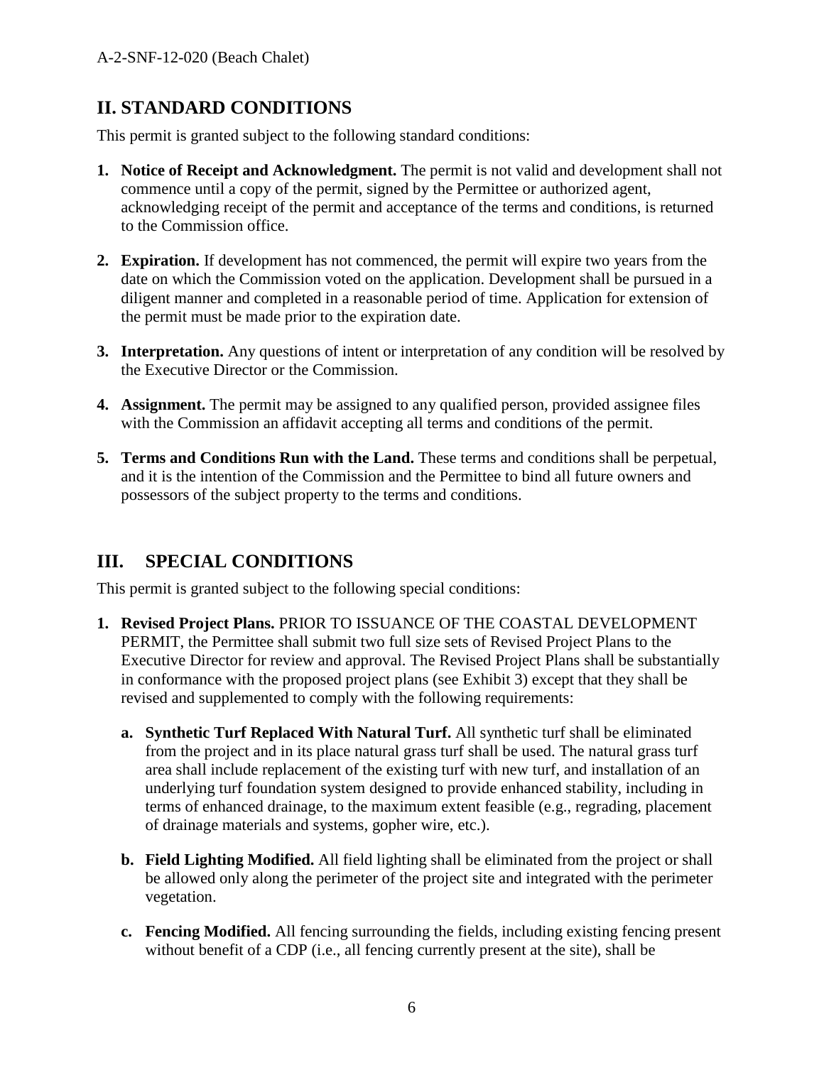## II. STANDARD CONDITIONS

This permit is granted subject to the following standard conditions:

1. **Notice of Receipt and Acknowledgment.** The permit is not valid and development shall not commence until a copy of the permit, signed by the Permittee or authorized agent, acknowledging receipt of the permit and acceptance of the terms and conditions, is returned to the Commission office.

2. **Expiration.** If development has not commenced, the permit will expire two years from the date on which the Commission voted on the application. Development shall be pursued in a diligent manner and completed in a reasonable period of time. Application for extension of the permit must be made prior to the expiration date.

3. **Interpretation.** Any questions of intent or interpretation of any condition will be resolved by the Executive Director or the Commission.

4. **Assignment.** The permit may be assigned to any qualified person, provided assignee files with the Commission an affidavit accepting all terms and conditions of the permit.

5. **Terms and Conditions Run with the Land.** These terms and conditions shall be perpetual, and it is the intention of the Commission and the Permittee to bind all future owners and possessors of the subject property to the terms and conditions.

## III. SPECIAL CONDITIONS

This permit is granted subject to the following special conditions:

1. **Revised Project Plans.** PRIOR TO ISSUANCE OF THE COASTAL DEVELOPMENT PERMIT, the Permittee shall submit two full size sets of Revised Project Plans to the Executive Director for review and approval. The Revised Project Plans shall be substantially in conformance with the proposed project plans (see Exhibit 3) except that they shall be revised and supplemented to comply with the following requirements:

   a. **Synthetic Turf Replaced With Natural Turf.** All synthetic turf shall be eliminated from the project and in its place natural grass turf shall be used. The natural grass turf area shall include replacement of the existing turf with new turf, and installation of an underlying turf foundation system designed to provide enhanced stability, including in terms of enhanced drainage, to the maximum extent feasible (e.g., regrading, placement of drainage materials and systems, gopher wire, etc.).

   b. **Field Lighting Modified.** All field lighting shall be eliminated from the project or shall be allowed only along the perimeter of the project site and integrated with the perimeter vegetation.

   c. **Fencing Modified.** All fencing surrounding the fields, including existing fencing present without benefit of a CDP (i.e., all fencing currently present at the site), shall be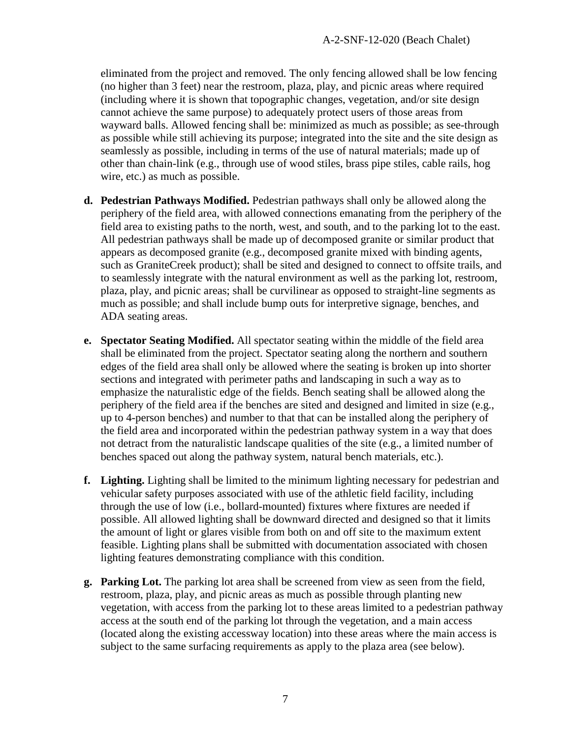eliminated from the project and removed. The only fencing allowed shall be low fencing (no higher than 3 feet) near the restroom, plaza, play, and picnic areas where required (including where it is shown that topographic changes, vegetation, and/or site design cannot achieve the same purpose) to adequately protect users of those areas from wayward balls. Allowed fencing shall be: minimized as much as possible; as see-through as possible while still achieving its purpose; integrated into the site and the site design as seamlessly as possible, including in terms of the use of natural materials; made up of other than chain-link (e.g., through use of wood stiles, brass pipe stiles, cable rails, hog wire, etc.) as much as possible.

**d. Pedestrian Pathways Modified.** Pedestrian pathways shall only be allowed along the periphery of the field area, with allowed connections emanating from the periphery of the field area to existing paths to the north, west, and south, and to the parking lot to the east. All pedestrian pathways shall be made up of decomposed granite or similar product that appears as decomposed granite (e.g., decomposed granite mixed with binding agents, such as GraniteCreek product); shall be sited and designed to connect to offsite trails, and to seamlessly integrate with the natural environment as well as the parking lot, restroom, plaza, play, and picnic areas; shall be curvilinear as opposed to straight-line segments as much as possible; and shall include bump outs for interpretive signage, benches, and ADA seating areas.

**e. Spectator Seating Modified.** All spectator seating within the middle of the field area shall be eliminated from the project. Spectator seating along the northern and southern edges of the field area shall only be allowed where the seating is broken up into shorter sections and integrated with perimeter paths and landscaping in such a way as to emphasize the naturalistic edge of the fields. Bench seating shall be allowed along the periphery of the field area if the benches are sited and designed and limited in size (e.g., up to 4-person benches) and number to that that can be installed along the periphery of the field area and incorporated within the pedestrian pathway system in a way that does not detract from the naturalistic landscape qualities of the site (e.g., a limited number of benches spaced out along the pathway system, natural bench materials, etc.).

**f. Lighting.** Lighting shall be limited to the minimum lighting necessary for pedestrian and vehicular safety purposes associated with use of the athletic field facility, including through the use of low (i.e., bollard-mounted) fixtures where fixtures are needed if possible. All allowed lighting shall be downward directed and designed so that it limits the amount of light or glares visible from both on and off site to the maximum extent feasible. Lighting plans shall be submitted with documentation associated with chosen lighting features demonstrating compliance with this condition.

**g. Parking Lot.** The parking lot area shall be screened from view as seen from the field, restroom, plaza, play, and picnic areas as much as possible through planting new vegetation, with access from the parking lot to these areas limited to a pedestrian pathway access at the south end of the parking lot through the vegetation, and a main access (located along the existing accessway location) into these areas where the main access is subject to the same surfacing requirements as apply to the plaza area (see below).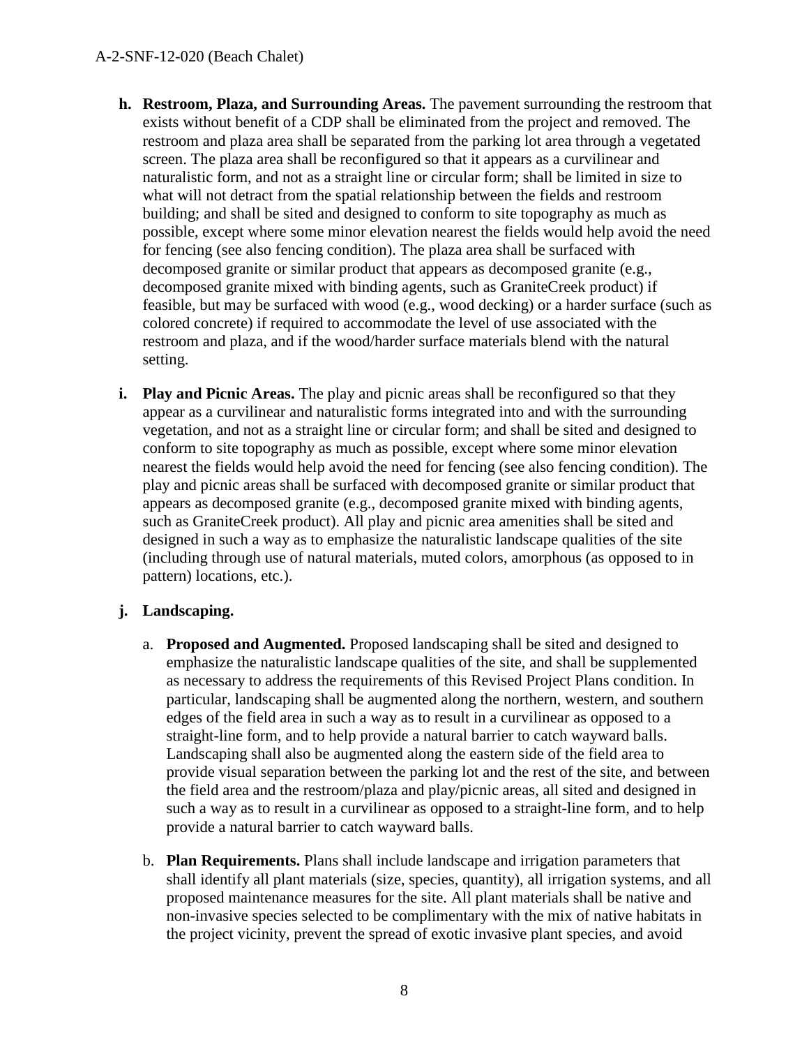- **h. Restroom, Plaza, and Surrounding Areas.** The pavement surrounding the restroom that exists without benefit of a CDP shall be eliminated from the project and removed. The restroom and plaza area shall be separated from the parking lot area through a vegetated screen. The plaza area shall be reconfigured so that it appears as a curvilinear and naturalistic form, and not as a straight line or circular form; shall be limited in size to what will not detract from the spatial relationship between the fields and restroom building; and shall be sited and designed to conform to site topography as much as possible, except where some minor elevation nearest the fields would help avoid the need for fencing (see also fencing condition). The plaza area shall be surfaced with decomposed granite or similar product that appears as decomposed granite (e.g., decomposed granite mixed with binding agents, such as GraniteCreek product) if feasible, but may be surfaced with wood (e.g., wood decking) or a harder surface (such as colored concrete) if required to accommodate the level of use associated with the restroom and plaza, and if the wood/harder surface materials blend with the natural setting.

- **i. Play and Picnic Areas.** The play and picnic areas shall be reconfigured so that they appear as a curvilinear and naturalistic forms integrated into and with the surrounding vegetation, and not as a straight line or circular form; and shall be sited and designed to conform to site topography as much as possible, except where some minor elevation nearest the fields would help avoid the need for fencing (see also fencing condition). The play and picnic areas shall be surfaced with decomposed granite or similar product that appears as decomposed granite (e.g., decomposed granite mixed with binding agents, such as GraniteCreek product). All play and picnic area amenities shall be sited and designed in such a way as to emphasize the naturalistic landscape qualities of the site (including through use of natural materials, muted colors, amorphous (as opposed to in pattern) locations, etc.).

- **j. Landscaping.**

  - a. **Proposed and Augmented.** Proposed landscaping shall be sited and designed to emphasize the naturalistic landscape qualities of the site, and shall be supplemented as necessary to address the requirements of this Revised Project Plans condition. In particular, landscaping shall be augmented along the northern, western, and southern edges of the field area in such a way as to result in a curvilinear as opposed to a straight-line form, and to help provide a natural barrier to catch wayward balls. Landscaping shall also be augmented along the eastern side of the field area to provide visual separation between the parking lot and the rest of the site, and between the field area and the restroom/plaza and play/picnic areas, all sited and designed in such a way as to result in a curvilinear as opposed to a straight-line form, and to help provide a natural barrier to catch wayward balls.

  - b. **Plan Requirements.** Plans shall include landscape and irrigation parameters that shall identify all plant materials (size, species, quantity), all irrigation systems, and all proposed maintenance measures for the site. All plant materials shall be native and non-invasive species selected to be complimentary with the mix of native habitats in the project vicinity, prevent the spread of exotic invasive plant species, and avoid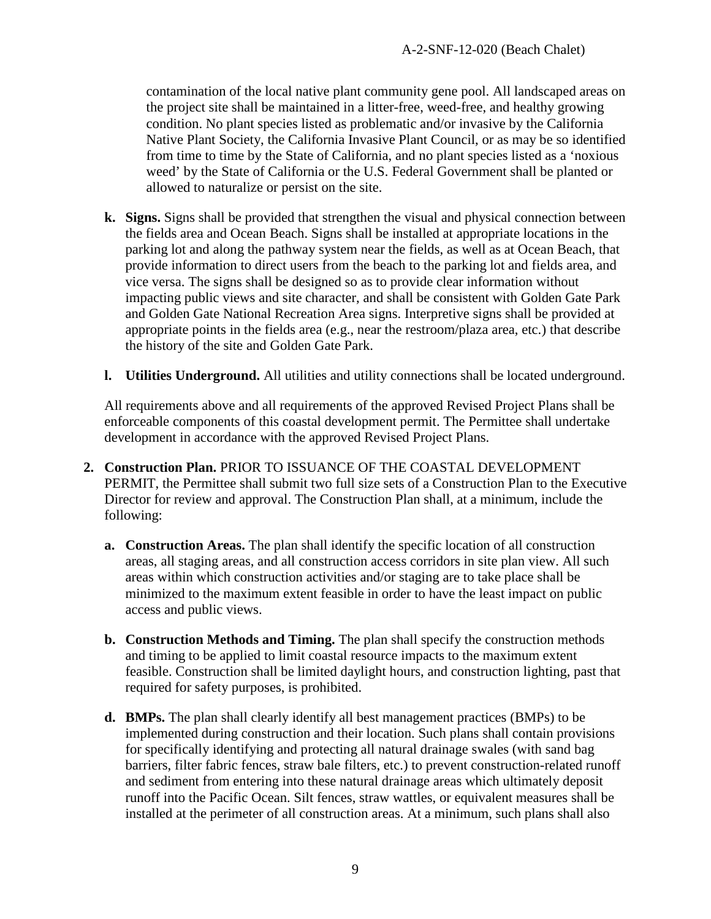contamination of the local native plant community gene pool. All landscaped areas on the project site shall be maintained in a litter-free, weed-free, and healthy growing condition. No plant species listed as problematic and/or invasive by the California Native Plant Society, the California Invasive Plant Council, or as may be so identified from time to time by the State of California, and no plant species listed as a 'noxious weed' by the State of California or the U.S. Federal Government shall be planted or allowed to naturalize or persist on the site.

**k. Signs.** Signs shall be provided that strengthen the visual and physical connection between the fields area and Ocean Beach. Signs shall be installed at appropriate locations in the parking lot and along the pathway system near the fields, as well as at Ocean Beach, that provide information to direct users from the beach to the parking lot and fields area, and vice versa. The signs shall be designed so as to provide clear information without impacting public views and site character, and shall be consistent with Golden Gate Park and Golden Gate National Recreation Area signs. Interpretive signs shall be provided at appropriate points in the fields area (e.g., near the restroom/plaza area, etc.) that describe the history of the site and Golden Gate Park.

**l. Utilities Underground.** All utilities and utility connections shall be located underground.

All requirements above and all requirements of the approved Revised Project Plans shall be enforceable components of this coastal development permit. The Permittee shall undertake development in accordance with the approved Revised Project Plans.

**2. Construction Plan.** PRIOR TO ISSUANCE OF THE COASTAL DEVELOPMENT PERMIT, the Permittee shall submit two full size sets of a Construction Plan to the Executive Director for review and approval. The Construction Plan shall, at a minimum, include the following:

**a. Construction Areas.** The plan shall identify the specific location of all construction areas, all staging areas, and all construction access corridors in site plan view. All such areas within which construction activities and/or staging are to take place shall be minimized to the maximum extent feasible in order to have the least impact on public access and public views.

**b. Construction Methods and Timing.** The plan shall specify the construction methods and timing to be applied to limit coastal resource impacts to the maximum extent feasible. Construction shall be limited daylight hours, and construction lighting, past that required for safety purposes, is prohibited.

**d. BMPs.** The plan shall clearly identify all best management practices (BMPs) to be implemented during construction and their location. Such plans shall contain provisions for specifically identifying and protecting all natural drainage swales (with sand bag barriers, filter fabric fences, straw bale filters, etc.) to prevent construction-related runoff and sediment from entering into these natural drainage areas which ultimately deposit runoff into the Pacific Ocean. Silt fences, straw wattles, or equivalent measures shall be installed at the perimeter of all construction areas. At a minimum, such plans shall also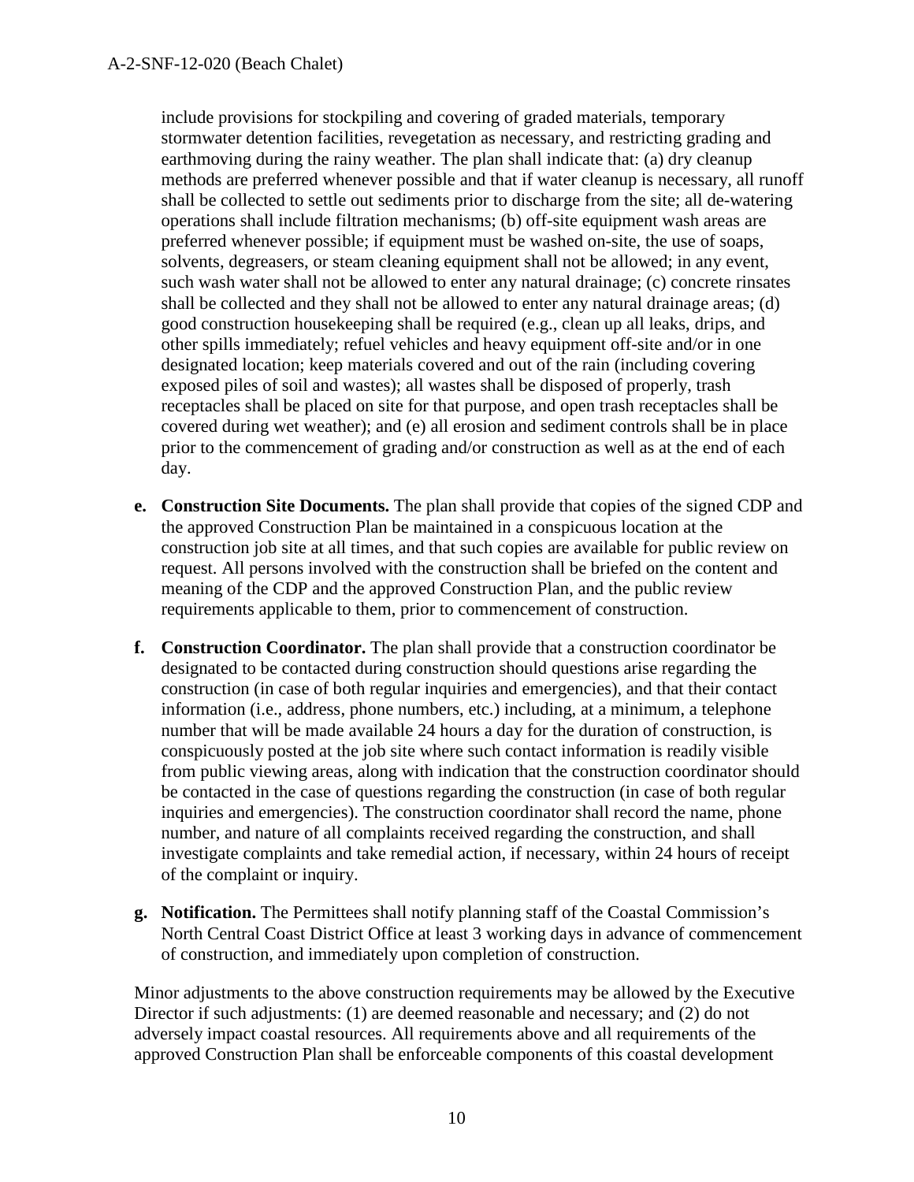include provisions for stockpiling and covering of graded materials, temporary stormwater detention facilities, revegetation as necessary, and restricting grading and earthmoving during the rainy weather. The plan shall indicate that: (a) dry cleanup methods are preferred whenever possible and that if water cleanup is necessary, all runoff shall be collected to settle out sediments prior to discharge from the site; all de-watering operations shall include filtration mechanisms; (b) off-site equipment wash areas are preferred whenever possible; if equipment must be washed on-site, the use of soaps, solvents, degreasers, or steam cleaning equipment shall not be allowed; in any event, such wash water shall not be allowed to enter any natural drainage; (c) concrete rinsates shall be collected and they shall not be allowed to enter any natural drainage areas; (d) good construction housekeeping shall be required (e.g., clean up all leaks, drips, and other spills immediately; refuel vehicles and heavy equipment off-site and/or in one designated location; keep materials covered and out of the rain (including covering exposed piles of soil and wastes); all wastes shall be disposed of properly, trash receptacles shall be placed on site for that purpose, and open trash receptacles shall be covered during wet weather); and (e) all erosion and sediment controls shall be in place prior to the commencement of grading and/or construction as well as at the end of each day.

**e. Construction Site Documents.** The plan shall provide that copies of the signed CDP and the approved Construction Plan be maintained in a conspicuous location at the construction job site at all times, and that such copies are available for public review on request. All persons involved with the construction shall be briefed on the content and meaning of the CDP and the approved Construction Plan, and the public review requirements applicable to them, prior to commencement of construction.

**f. Construction Coordinator.** The plan shall provide that a construction coordinator be designated to be contacted during construction should questions arise regarding the construction (in case of both regular inquiries and emergencies), and that their contact information (i.e., address, phone numbers, etc.) including, at a minimum, a telephone number that will be made available 24 hours a day for the duration of construction, is conspicuously posted at the job site where such contact information is readily visible from public viewing areas, along with indication that the construction coordinator should be contacted in the case of questions regarding the construction (in case of both regular inquiries and emergencies). The construction coordinator shall record the name, phone number, and nature of all complaints received regarding the construction, and shall investigate complaints and take remedial action, if necessary, within 24 hours of receipt of the complaint or inquiry.

**g. Notification.** The Permittees shall notify planning staff of the Coastal Commission's North Central Coast District Office at least 3 working days in advance of commencement of construction, and immediately upon completion of construction.

Minor adjustments to the above construction requirements may be allowed by the Executive Director if such adjustments: (1) are deemed reasonable and necessary; and (2) do not adversely impact coastal resources. All requirements above and all requirements of the approved Construction Plan shall be enforceable components of this coastal development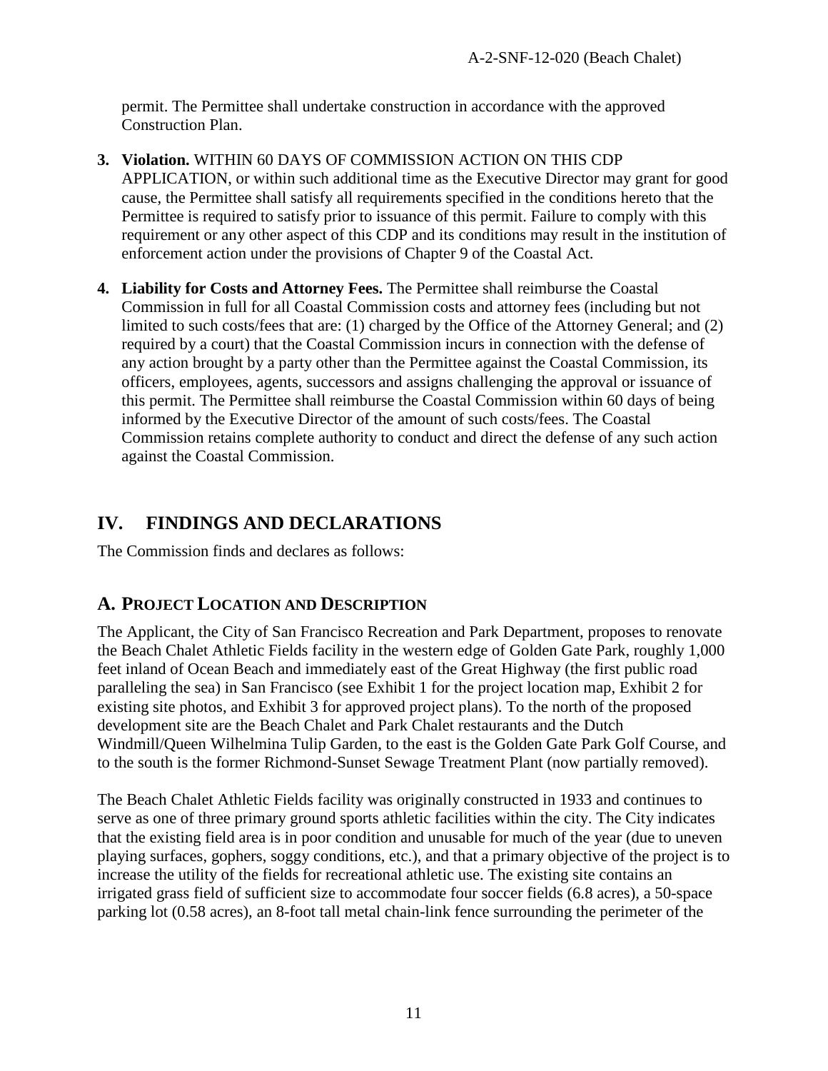permit. The Permittee shall undertake construction in accordance with the approved Construction Plan.

3. **Violation.** WITHIN 60 DAYS OF COMMISSION ACTION ON THIS CDP APPLICATION, or within such additional time as the Executive Director may grant for good cause, the Permittee shall satisfy all requirements specified in the conditions hereto that the Permittee is required to satisfy prior to issuance of this permit. Failure to comply with this requirement or any other aspect of this CDP and its conditions may result in the institution of enforcement action under the provisions of Chapter 9 of the Coastal Act.

4. **Liability for Costs and Attorney Fees.** The Permittee shall reimburse the Coastal Commission in full for all Coastal Commission costs and attorney fees (including but not limited to such costs/fees that are: (1) charged by the Office of the Attorney General; and (2) required by a court) that the Coastal Commission incurs in connection with the defense of any action brought by a party other than the Permittee against the Coastal Commission, its officers, employees, agents, successors and assigns challenging the approval or issuance of this permit. The Permittee shall reimburse the Coastal Commission within 60 days of being informed by the Executive Director of the amount of such costs/fees. The Coastal Commission retains complete authority to conduct and direct the defense of any such action against the Coastal Commission.

# IV. FINDINGS AND DECLARATIONS

The Commission finds and declares as follows:

## A. Project Location and Description

The Applicant, the City of San Francisco Recreation and Park Department, proposes to renovate the Beach Chalet Athletic Fields facility in the western edge of Golden Gate Park, roughly 1,000 feet inland of Ocean Beach and immediately east of the Great Highway (the first public road paralleling the sea) in San Francisco (see Exhibit 1 for the project location map, Exhibit 2 for existing site photos, and Exhibit 3 for approved project plans). To the north of the proposed development site are the Beach Chalet and Park Chalet restaurants and the Dutch Windmill/Queen Wilhelmina Tulip Garden, to the east is the Golden Gate Park Golf Course, and to the south is the former Richmond-Sunset Sewage Treatment Plant (now partially removed).

The Beach Chalet Athletic Fields facility was originally constructed in 1933 and continues to serve as one of three primary ground sports athletic facilities within the city. The City indicates that the existing field area is in poor condition and unusable for much of the year (due to uneven playing surfaces, gophers, soggy conditions, etc.), and that a primary objective of the project is to increase the utility of the fields for recreational athletic use. The existing site contains an irrigated grass field of sufficient size to accommodate four soccer fields (6.8 acres), a 50-space parking lot (0.58 acres), an 8-foot tall metal chain-link fence surrounding the perimeter of the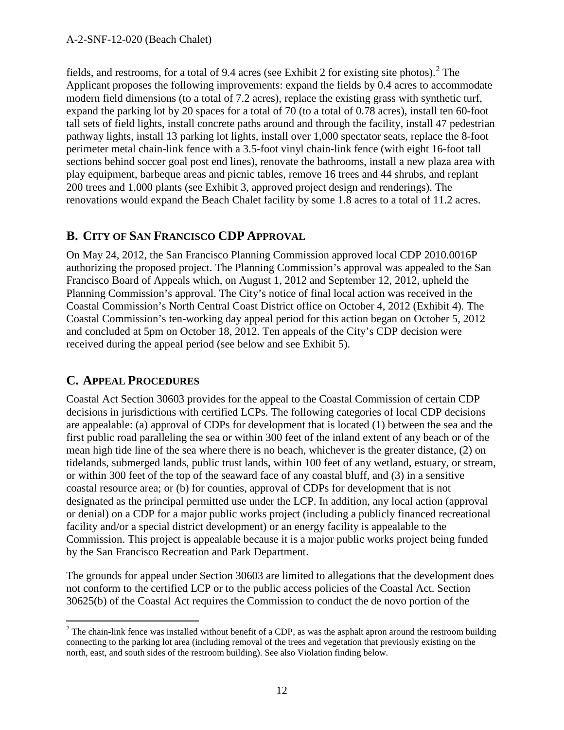fields, and restrooms, for a total of 9.4 acres (see Exhibit 2 for existing site photos).[2] The Applicant proposes the following improvements: expand the fields by 0.4 acres to accommodate modern field dimensions (to a total of 7.2 acres), replace the existing grass with synthetic turf, expand the parking lot by 20 spaces for a total of 70 (to a total of 0.78 acres), install ten 60-foot tall sets of field lights, install concrete paths around and through the facility, install 47 pedestrian pathway lights, install 13 parking lot lights, install over 1,000 spectator seats, replace the 8-foot perimeter metal chain-link fence with a 3.5-foot vinyl chain-link fence (with eight 16-foot tall sections behind soccer goal post end lines), renovate the bathrooms, install a new plaza area with play equipment, barbeque areas and picnic tables, remove 16 trees and 44 shrubs, and replant 200 trees and 1,000 plants (see Exhibit 3, approved project design and renderings). The renovations would expand the Beach Chalet facility by some 1.8 acres to a total of 11.2 acres.

## B. City of San Francisco CDP Approval

On May 24, 2012, the San Francisco Planning Commission approved local CDP 2010.0016P authorizing the proposed project. The Planning Commission's approval was appealed to the San Francisco Board of Appeals which, on August 1, 2012 and September 12, 2012, upheld the Planning Commission's approval. The City's notice of final local action was received in the Coastal Commission's North Central Coast District office on October 4, 2012 (Exhibit 4). The Coastal Commission's ten-working day appeal period for this action began on October 5, 2012 and concluded at 5pm on October 18, 2012. Ten appeals of the City's CDP decision were received during the appeal period (see below and see Exhibit 5).

## C. Appeal Procedures

Coastal Act Section 30603 provides for the appeal to the Coastal Commission of certain CDP decisions in jurisdictions with certified LCPs. The following categories of local CDP decisions are appealable: (a) approval of CDPs for development that is located (1) between the sea and the first public road paralleling the sea or within 300 feet of the inland extent of any beach or of the mean high tide line of the sea where there is no beach, whichever is the greater distance, (2) on tidelands, submerged lands, public trust lands, within 100 feet of any wetland, estuary, or stream, or within 300 feet of the top of the seaward face of any coastal bluff, and (3) in a sensitive coastal resource area; or (b) for counties, approval of CDPs for development that is not designated as the principal permitted use under the LCP. In addition, any local action (approval or denial) on a CDP for a major public works project (including a publicly financed recreational facility and/or a special district development) or an energy facility is appealable to the Commission. This project is appealable because it is a major public works project being funded by the San Francisco Recreation and Park Department.

The grounds for appeal under Section 30603 are limited to allegations that the development does not conform to the certified LCP or to the public access policies of the Coastal Act. Section 30625(b) of the Coastal Act requires the Commission to conduct the de novo portion of the

[2] The chain-link fence was installed without benefit of a CDP, as was the asphalt apron around the restroom building connecting to the parking lot area (including removal of the trees and vegetation that previously existing on the north, east, and south sides of the restroom building). See also Violation finding below.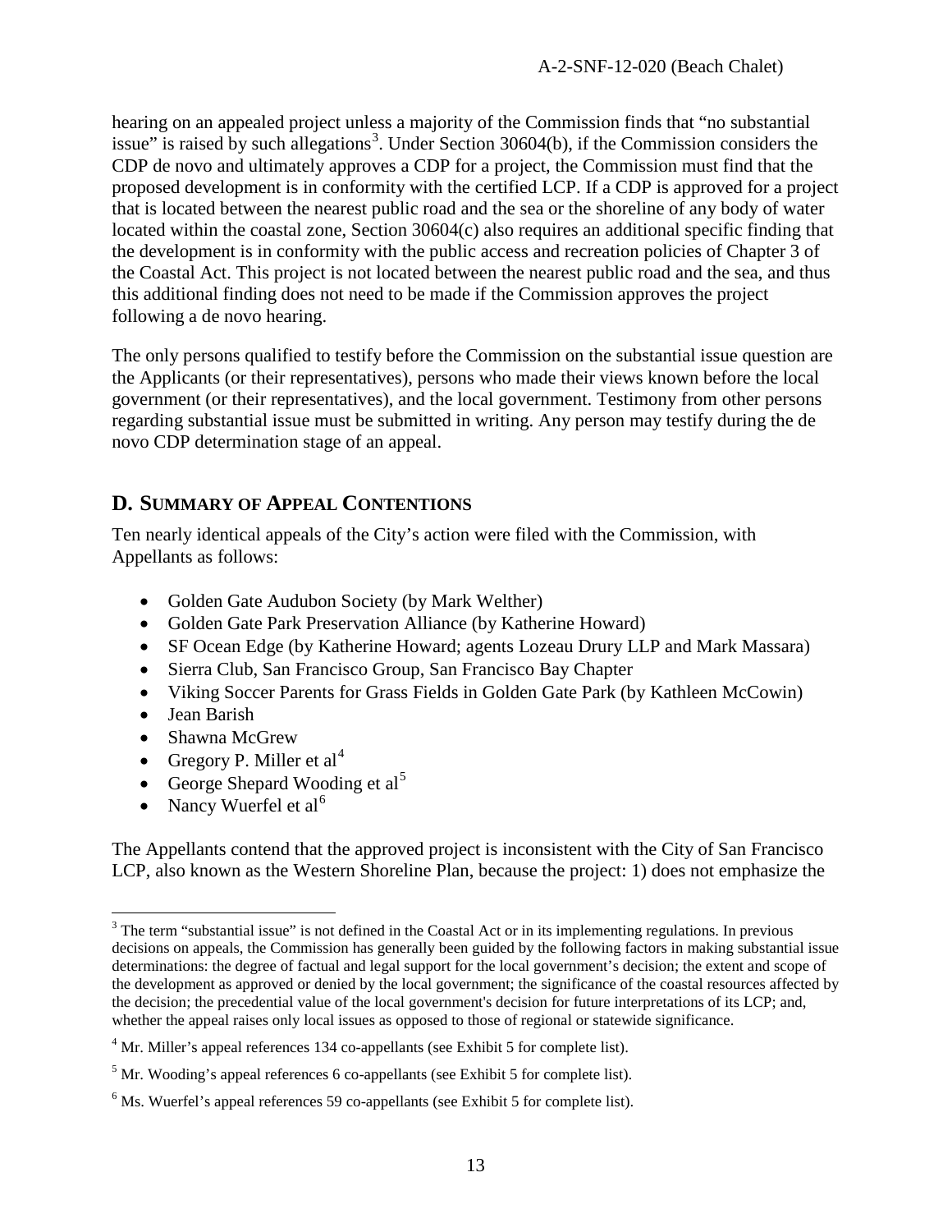hearing on an appealed project unless a majority of the Commission finds that "no substantial issue" is raised by such allegations[3]. Under Section 30604(b), if the Commission considers the CDP de novo and ultimately approves a CDP for a project, the Commission must find that the proposed development is in conformity with the certified LCP. If a CDP is approved for a project that is located between the nearest public road and the sea or the shoreline of any body of water located within the coastal zone, Section 30604(c) also requires an additional specific finding that the development is in conformity with the public access and recreation policies of Chapter 3 of the Coastal Act. This project is not located between the nearest public road and the sea, and thus this additional finding does not need to be made if the Commission approves the project following a de novo hearing.

The only persons qualified to testify before the Commission on the substantial issue question are the Applicants (or their representatives), persons who made their views known before the local government (or their representatives), and the local government. Testimony from other persons regarding substantial issue must be submitted in writing. Any person may testify during the de novo CDP determination stage of an appeal.

## D. SUMMARY OF APPEAL CONTENTIONS

Ten nearly identical appeals of the City's action were filed with the Commission, with Appellants as follows:

- Golden Gate Audubon Society (by Mark Welther)
- Golden Gate Park Preservation Alliance (by Katherine Howard)
- SF Ocean Edge (by Katherine Howard; agents Lozeau Drury LLP and Mark Massara)
- Sierra Club, San Francisco Group, San Francisco Bay Chapter
- Viking Soccer Parents for Grass Fields in Golden Gate Park (by Kathleen McCowin)
- Jean Barish
- Shawna McGrew
- Gregory P. Miller et al[4]
- George Shepard Wooding et al[5]
- Nancy Wuerfel et al[6]

The Appellants contend that the approved project is inconsistent with the City of San Francisco LCP, also known as the Western Shoreline Plan, because the project: 1) does not emphasize the

---

[3] The term "substantial issue" is not defined in the Coastal Act or in its implementing regulations. In previous decisions on appeals, the Commission has generally been guided by the following factors in making substantial issue determinations: the degree of factual and legal support for the local government's decision; the extent and scope of the development as approved or denied by the local government; the significance of the coastal resources affected by the decision; the precedential value of the local government's decision for future interpretations of its LCP; and, whether the appeal raises only local issues as opposed to those of regional or statewide significance.

[4] Mr. Miller's appeal references 134 co-appellants (see Exhibit 5 for complete list).

[5] Mr. Wooding's appeal references 6 co-appellants (see Exhibit 5 for complete list).

[6] Ms. Wuerfel's appeal references 59 co-appellants (see Exhibit 5 for complete list).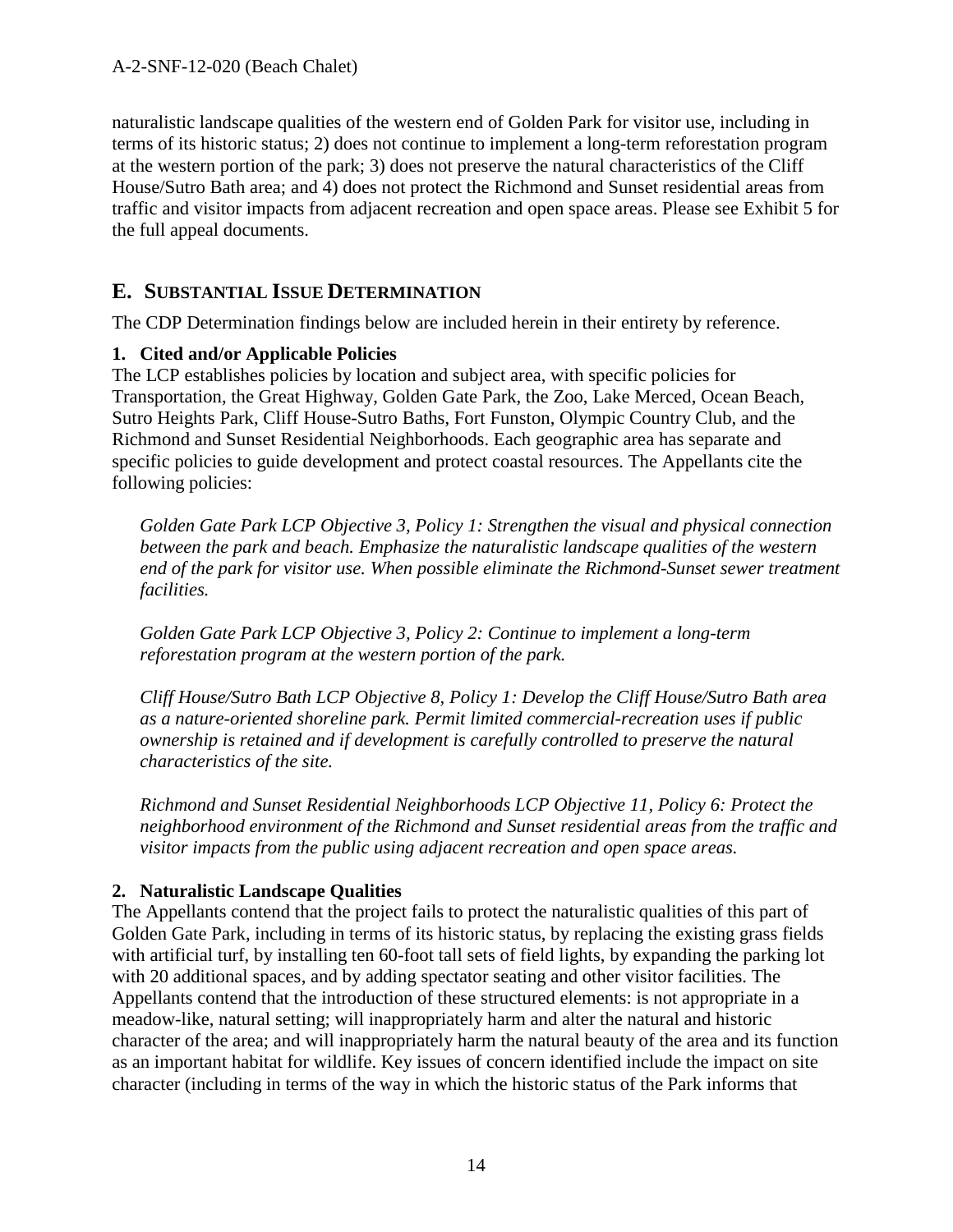naturalistic landscape qualities of the western end of Golden Park for visitor use, including in terms of its historic status; 2) does not continue to implement a long-term reforestation program at the western portion of the park; 3) does not preserve the natural characteristics of the Cliff House/Sutro Bath area; and 4) does not protect the Richmond and Sunset residential areas from traffic and visitor impacts from adjacent recreation and open space areas. Please see Exhibit 5 for the full appeal documents.

## E. Substantial Issue Determination

The CDP Determination findings below are included herein in their entirety by reference.

### 1. Cited and/or Applicable Policies

The LCP establishes policies by location and subject area, with specific policies for Transportation, the Great Highway, Golden Gate Park, the Zoo, Lake Merced, Ocean Beach, Sutro Heights Park, Cliff House-Sutro Baths, Fort Funston, Olympic Country Club, and the Richmond and Sunset Residential Neighborhoods. Each geographic area has separate and specific policies to guide development and protect coastal resources. The Appellants cite the following policies:

> *Golden Gate Park LCP Objective 3, Policy 1: Strengthen the visual and physical connection between the park and beach. Emphasize the naturalistic landscape qualities of the western end of the park for visitor use. When possible eliminate the Richmond-Sunset sewer treatment facilities.*
>
> *Golden Gate Park LCP Objective 3, Policy 2: Continue to implement a long-term reforestation program at the western portion of the park.*
>
> *Cliff House/Sutro Bath LCP Objective 8, Policy 1: Develop the Cliff House/Sutro Bath area as a nature-oriented shoreline park. Permit limited commercial-recreation uses if public ownership is retained and if development is carefully controlled to preserve the natural characteristics of the site.*
>
> *Richmond and Sunset Residential Neighborhoods LCP Objective 11, Policy 6: Protect the neighborhood environment of the Richmond and Sunset residential areas from the traffic and visitor impacts from the public using adjacent recreation and open space areas.*

### 2. Naturalistic Landscape Qualities

The Appellants contend that the project fails to protect the naturalistic qualities of this part of Golden Gate Park, including in terms of its historic status, by replacing the existing grass fields with artificial turf, by installing ten 60-foot tall sets of field lights, by expanding the parking lot with 20 additional spaces, and by adding spectator seating and other visitor facilities. The Appellants contend that the introduction of these structured elements: is not appropriate in a meadow-like, natural setting; will inappropriately harm and alter the natural and historic character of the area; and will inappropriately harm the natural beauty of the area and its function as an important habitat for wildlife. Key issues of concern identified include the impact on site character (including in terms of the way in which the historic status of the Park informs that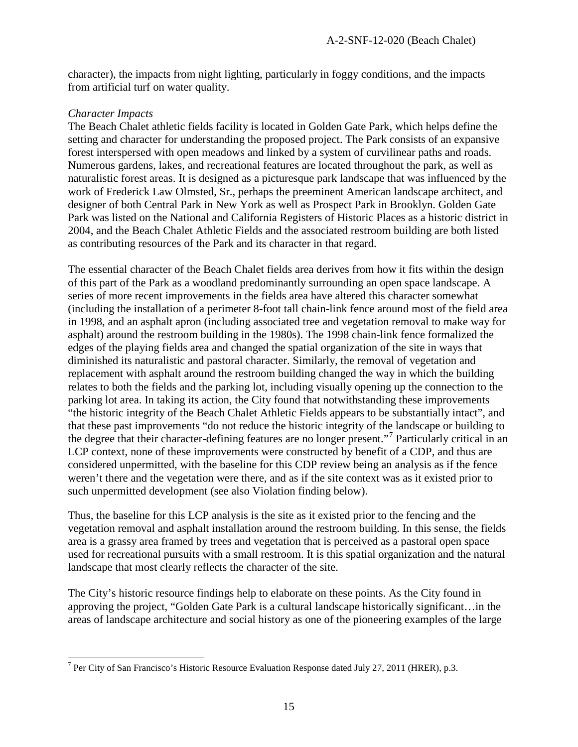character), the impacts from night lighting, particularly in foggy conditions, and the impacts from artificial turf on water quality.

*Character Impacts*

The Beach Chalet athletic fields facility is located in Golden Gate Park, which helps define the setting and character for understanding the proposed project. The Park consists of an expansive forest interspersed with open meadows and linked by a system of curvilinear paths and roads. Numerous gardens, lakes, and recreational features are located throughout the park, as well as naturalistic forest areas. It is designed as a picturesque park landscape that was influenced by the work of Frederick Law Olmsted, Sr., perhaps the preeminent American landscape architect, and designer of both Central Park in New York as well as Prospect Park in Brooklyn. Golden Gate Park was listed on the National and California Registers of Historic Places as a historic district in 2004, and the Beach Chalet Athletic Fields and the associated restroom building are both listed as contributing resources of the Park and its character in that regard.

The essential character of the Beach Chalet fields area derives from how it fits within the design of this part of the Park as a woodland predominantly surrounding an open space landscape. A series of more recent improvements in the fields area have altered this character somewhat (including the installation of a perimeter 8-foot tall chain-link fence around most of the field area in 1998, and an asphalt apron (including associated tree and vegetation removal to make way for asphalt) around the restroom building in the 1980s). The 1998 chain-link fence formalized the edges of the playing fields area and changed the spatial organization of the site in ways that diminished its naturalistic and pastoral character. Similarly, the removal of vegetation and replacement with asphalt around the restroom building changed the way in which the building relates to both the fields and the parking lot, including visually opening up the connection to the parking lot area. In taking its action, the City found that notwithstanding these improvements "the historic integrity of the Beach Chalet Athletic Fields appears to be substantially intact", and that these past improvements "do not reduce the historic integrity of the landscape or building to the degree that their character-defining features are no longer present."[7] Particularly critical in an LCP context, none of these improvements were constructed by benefit of a CDP, and thus are considered unpermitted, with the baseline for this CDP review being an analysis as if the fence weren't there and the vegetation were there, and as if the site context was as it existed prior to such unpermitted development (see also Violation finding below).

Thus, the baseline for this LCP analysis is the site as it existed prior to the fencing and the vegetation removal and asphalt installation around the restroom building. In this sense, the fields area is a grassy area framed by trees and vegetation that is perceived as a pastoral open space used for recreational pursuits with a small restroom. It is this spatial organization and the natural landscape that most clearly reflects the character of the site.

The City's historic resource findings help to elaborate on these points. As the City found in approving the project, "Golden Gate Park is a cultural landscape historically significant…in the areas of landscape architecture and social history as one of the pioneering examples of the large

---

[7] Per City of San Francisco's Historic Resource Evaluation Response dated July 27, 2011 (HRER), p.3.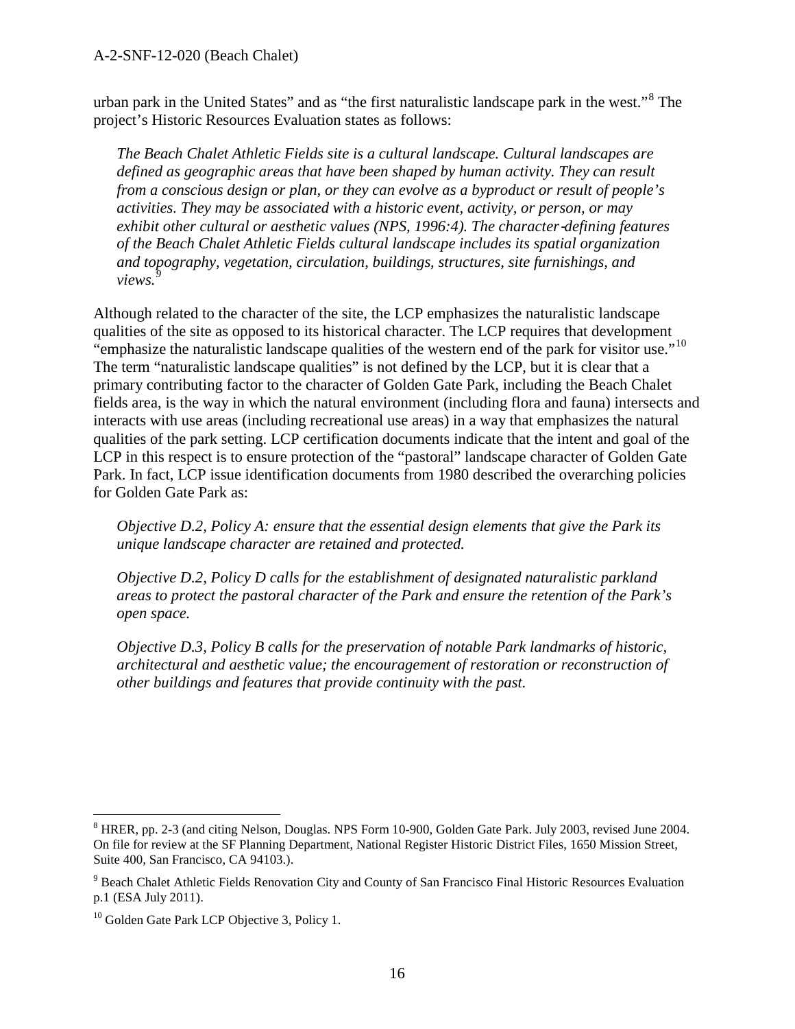urban park in the United States" and as "the first naturalistic landscape park in the west."[8] The project's Historic Resources Evaluation states as follows:

> *The Beach Chalet Athletic Fields site is a cultural landscape. Cultural landscapes are defined as geographic areas that have been shaped by human activity. They can result from a conscious design or plan, or they can evolve as a byproduct or result of people's activities. They may be associated with a historic event, activity, or person, or may exhibit other cultural or aesthetic values (NPS, 1996:4). The character-defining features of the Beach Chalet Athletic Fields cultural landscape includes its spatial organization and topography, vegetation, circulation, buildings, structures, site furnishings, and views.*[9]

Although related to the character of the site, the LCP emphasizes the naturalistic landscape qualities of the site as opposed to its historical character. The LCP requires that development "emphasize the naturalistic landscape qualities of the western end of the park for visitor use."[10] The term "naturalistic landscape qualities" is not defined by the LCP, but it is clear that a primary contributing factor to the character of Golden Gate Park, including the Beach Chalet fields area, is the way in which the natural environment (including flora and fauna) intersects and interacts with use areas (including recreational use areas) in a way that emphasizes the natural qualities of the park setting. LCP certification documents indicate that the intent and goal of the LCP in this respect is to ensure protection of the "pastoral" landscape character of Golden Gate Park. In fact, LCP issue identification documents from 1980 described the overarching policies for Golden Gate Park as:

> *Objective D.2, Policy A: ensure that the essential design elements that give the Park its unique landscape character are retained and protected.*
>
> *Objective D.2, Policy D calls for the establishment of designated naturalistic parkland areas to protect the pastoral character of the Park and ensure the retention of the Park's open space.*
>
> *Objective D.3, Policy B calls for the preservation of notable Park landmarks of historic, architectural and aesthetic value; the encouragement of restoration or reconstruction of other buildings and features that provide continuity with the past.*

---

[8] HRER, pp. 2-3 (and citing Nelson, Douglas. NPS Form 10-900, Golden Gate Park. July 2003, revised June 2004. On file for review at the SF Planning Department, National Register Historic District Files, 1650 Mission Street, Suite 400, San Francisco, CA 94103.).

[9] Beach Chalet Athletic Fields Renovation City and County of San Francisco Final Historic Resources Evaluation p.1 (ESA July 2011).

[10] Golden Gate Park LCP Objective 3, Policy 1.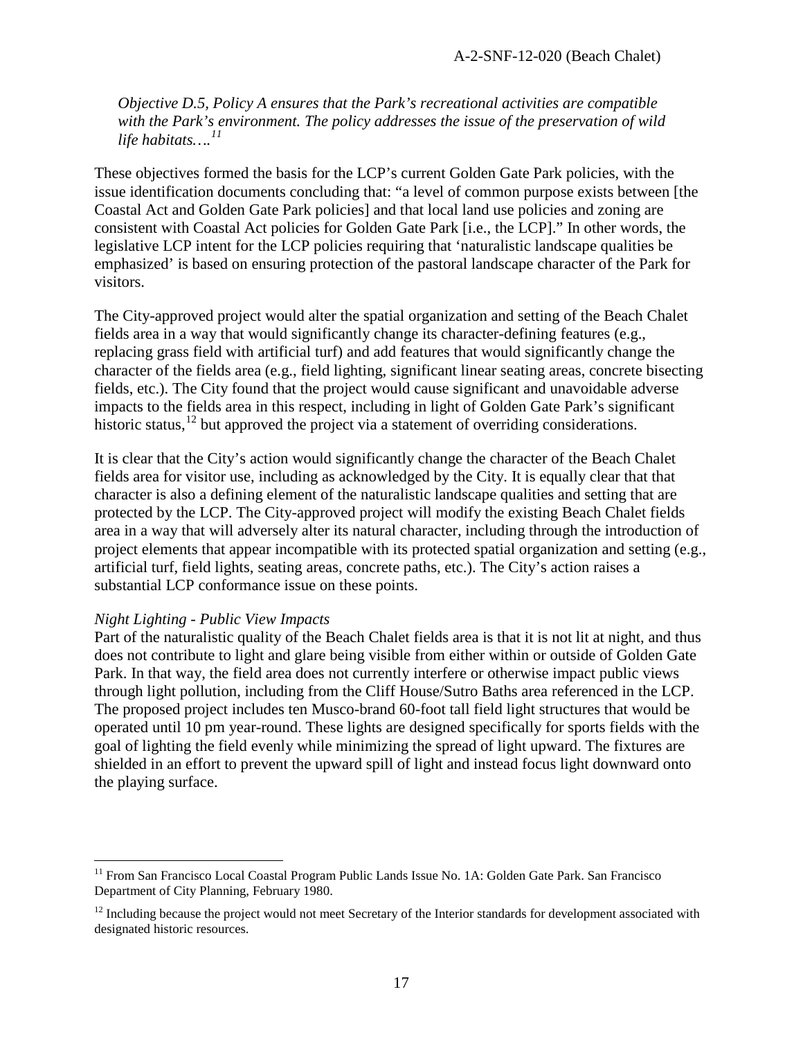*Objective D.5, Policy A ensures that the Park's recreational activities are compatible with the Park's environment. The policy addresses the issue of the preservation of wild life habitats….*[11]

These objectives formed the basis for the LCP's current Golden Gate Park policies, with the issue identification documents concluding that: "a level of common purpose exists between [the Coastal Act and Golden Gate Park policies] and that local land use policies and zoning are consistent with Coastal Act policies for Golden Gate Park [i.e., the LCP]." In other words, the legislative LCP intent for the LCP policies requiring that 'naturalistic landscape qualities be emphasized' is based on ensuring protection of the pastoral landscape character of the Park for visitors.

The City-approved project would alter the spatial organization and setting of the Beach Chalet fields area in a way that would significantly change its character-defining features (e.g., replacing grass field with artificial turf) and add features that would significantly change the character of the fields area (e.g., field lighting, significant linear seating areas, concrete bisecting fields, etc.). The City found that the project would cause significant and unavoidable adverse impacts to the fields area in this respect, including in light of Golden Gate Park's significant historic status,[12] but approved the project via a statement of overriding considerations.

It is clear that the City's action would significantly change the character of the Beach Chalet fields area for visitor use, including as acknowledged by the City. It is equally clear that that character is also a defining element of the naturalistic landscape qualities and setting that are protected by the LCP. The City-approved project will modify the existing Beach Chalet fields area in a way that will adversely alter its natural character, including through the introduction of project elements that appear incompatible with its protected spatial organization and setting (e.g., artificial turf, field lights, seating areas, concrete paths, etc.). The City's action raises a substantial LCP conformance issue on these points.

*Night Lighting - Public View Impacts*

Part of the naturalistic quality of the Beach Chalet fields area is that it is not lit at night, and thus does not contribute to light and glare being visible from either within or outside of Golden Gate Park. In that way, the field area does not currently interfere or otherwise impact public views through light pollution, including from the Cliff House/Sutro Baths area referenced in the LCP. The proposed project includes ten Musco-brand 60-foot tall field light structures that would be operated until 10 pm year-round. These lights are designed specifically for sports fields with the goal of lighting the field evenly while minimizing the spread of light upward. The fixtures are shielded in an effort to prevent the upward spill of light and instead focus light downward onto the playing surface.

---

[11] From San Francisco Local Coastal Program Public Lands Issue No. 1A: Golden Gate Park. San Francisco Department of City Planning, February 1980.

[12] Including because the project would not meet Secretary of the Interior standards for development associated with designated historic resources.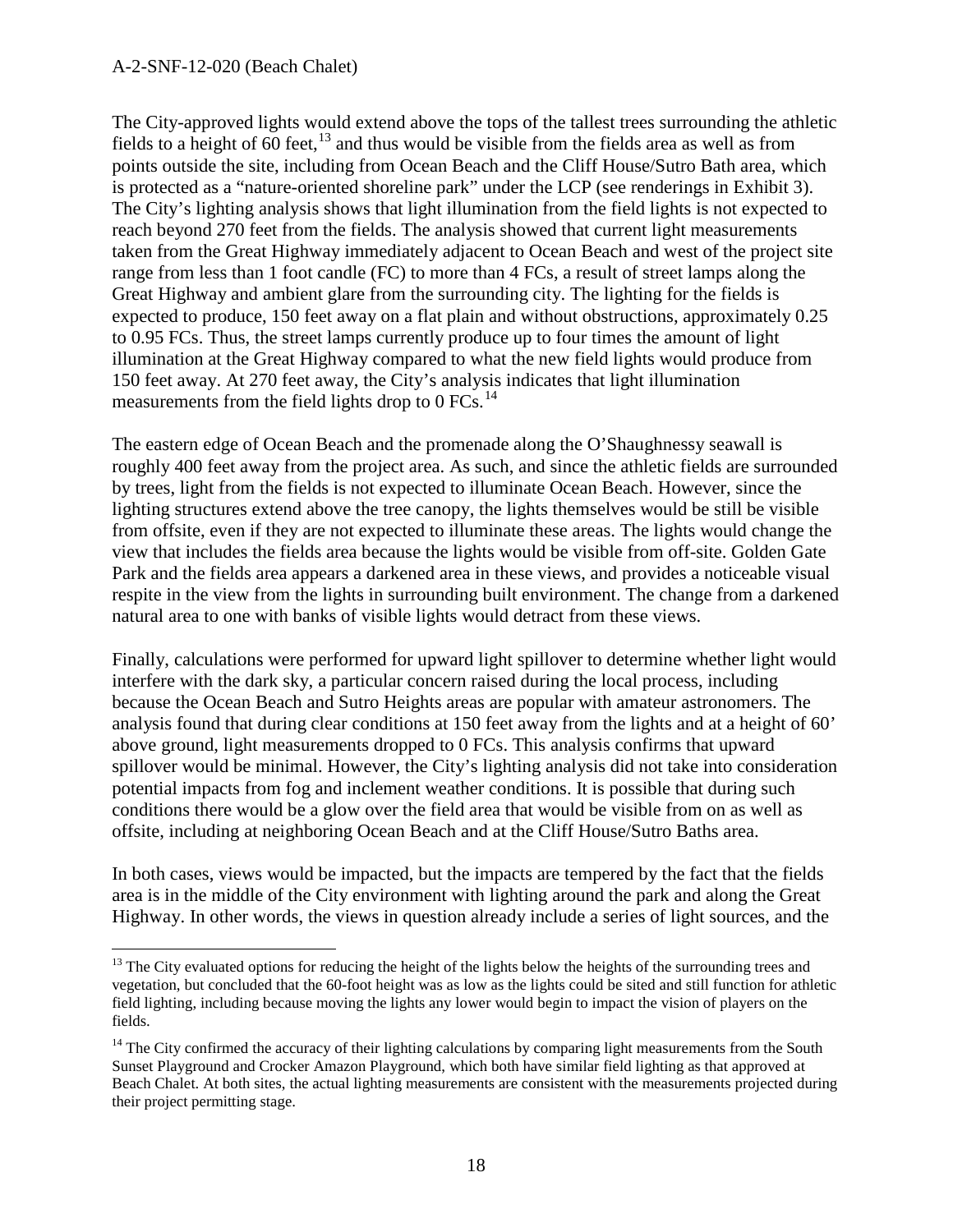The City-approved lights would extend above the tops of the tallest trees surrounding the athletic fields to a height of 60 feet,[13] and thus would be visible from the fields area as well as from points outside the site, including from Ocean Beach and the Cliff House/Sutro Bath area, which is protected as a "nature-oriented shoreline park" under the LCP (see renderings in Exhibit 3). The City's lighting analysis shows that light illumination from the field lights is not expected to reach beyond 270 feet from the fields. The analysis showed that current light measurements taken from the Great Highway immediately adjacent to Ocean Beach and west of the project site range from less than 1 foot candle (FC) to more than 4 FCs, a result of street lamps along the Great Highway and ambient glare from the surrounding city. The lighting for the fields is expected to produce, 150 feet away on a flat plain and without obstructions, approximately 0.25 to 0.95 FCs. Thus, the street lamps currently produce up to four times the amount of light illumination at the Great Highway compared to what the new field lights would produce from 150 feet away. At 270 feet away, the City's analysis indicates that light illumination measurements from the field lights drop to 0 FCs.[14]

The eastern edge of Ocean Beach and the promenade along the O'Shaughnessy seawall is roughly 400 feet away from the project area. As such, and since the athletic fields are surrounded by trees, light from the fields is not expected to illuminate Ocean Beach. However, since the lighting structures extend above the tree canopy, the lights themselves would be still be visible from offsite, even if they are not expected to illuminate these areas. The lights would change the view that includes the fields area because the lights would be visible from off-site. Golden Gate Park and the fields area appears a darkened area in these views, and provides a noticeable visual respite in the view from the lights in surrounding built environment. The change from a darkened natural area to one with banks of visible lights would detract from these views.

Finally, calculations were performed for upward light spillover to determine whether light would interfere with the dark sky, a particular concern raised during the local process, including because the Ocean Beach and Sutro Heights areas are popular with amateur astronomers. The analysis found that during clear conditions at 150 feet away from the lights and at a height of 60' above ground, light measurements dropped to 0 FCs. This analysis confirms that upward spillover would be minimal. However, the City's lighting analysis did not take into consideration potential impacts from fog and inclement weather conditions. It is possible that during such conditions there would be a glow over the field area that would be visible from on as well as offsite, including at neighboring Ocean Beach and at the Cliff House/Sutro Baths area.

In both cases, views would be impacted, but the impacts are tempered by the fact that the fields area is in the middle of the City environment with lighting around the park and along the Great Highway. In other words, the views in question already include a series of light sources, and the

---

[13] The City evaluated options for reducing the height of the lights below the heights of the surrounding trees and vegetation, but concluded that the 60-foot height was as low as the lights could be sited and still function for athletic field lighting, including because moving the lights any lower would begin to impact the vision of players on the fields.

[14] The City confirmed the accuracy of their lighting calculations by comparing light measurements from the South Sunset Playground and Crocker Amazon Playground, which both have similar field lighting as that approved at Beach Chalet. At both sites, the actual lighting measurements are consistent with the measurements projected during their project permitting stage.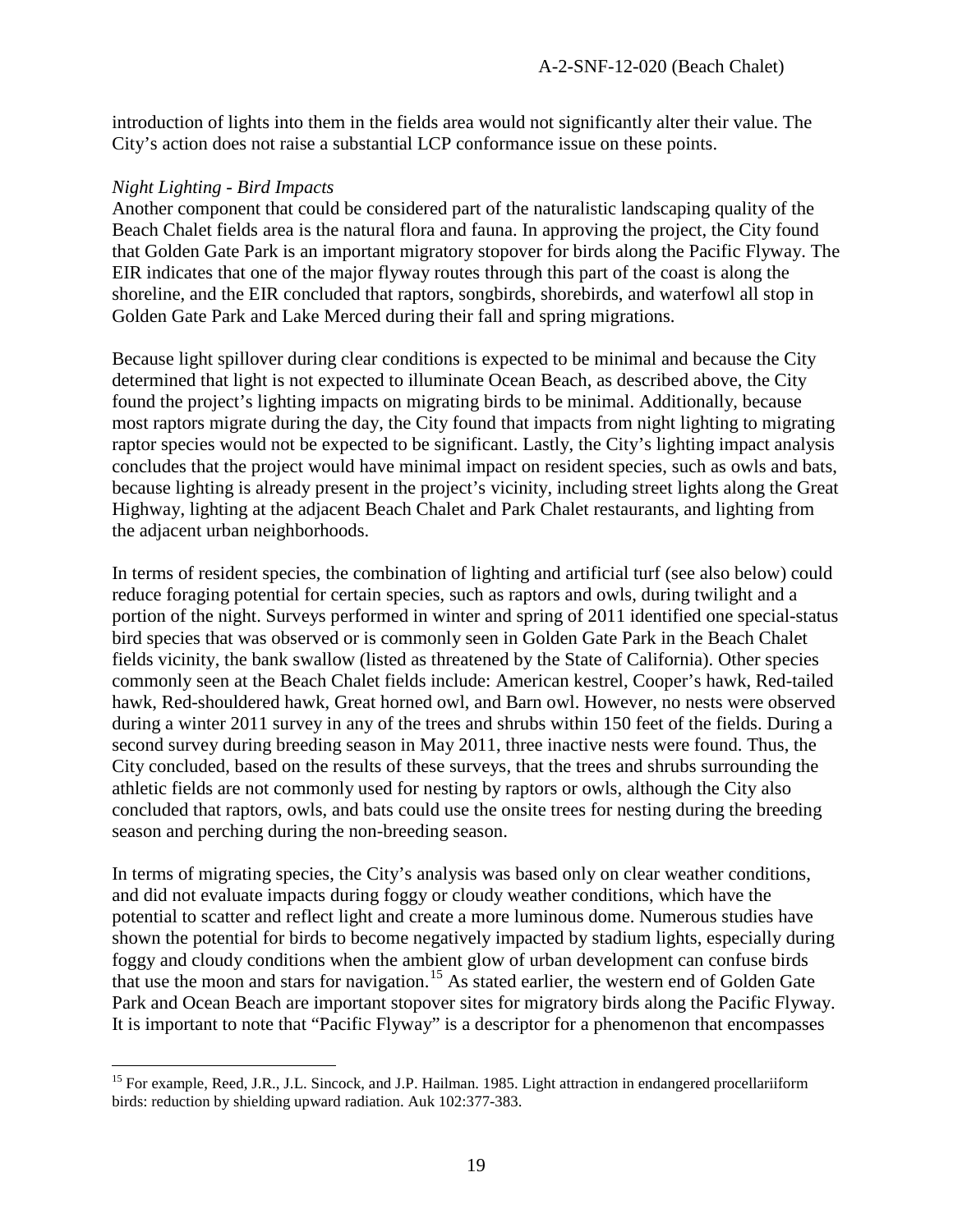introduction of lights into them in the fields area would not significantly alter their value. The City's action does not raise a substantial LCP conformance issue on these points.

*Night Lighting - Bird Impacts*

Another component that could be considered part of the naturalistic landscaping quality of the Beach Chalet fields area is the natural flora and fauna. In approving the project, the City found that Golden Gate Park is an important migratory stopover for birds along the Pacific Flyway. The EIR indicates that one of the major flyway routes through this part of the coast is along the shoreline, and the EIR concluded that raptors, songbirds, shorebirds, and waterfowl all stop in Golden Gate Park and Lake Merced during their fall and spring migrations.

Because light spillover during clear conditions is expected to be minimal and because the City determined that light is not expected to illuminate Ocean Beach, as described above, the City found the project's lighting impacts on migrating birds to be minimal. Additionally, because most raptors migrate during the day, the City found that impacts from night lighting to migrating raptor species would not be expected to be significant. Lastly, the City's lighting impact analysis concludes that the project would have minimal impact on resident species, such as owls and bats, because lighting is already present in the project's vicinity, including street lights along the Great Highway, lighting at the adjacent Beach Chalet and Park Chalet restaurants, and lighting from the adjacent urban neighborhoods.

In terms of resident species, the combination of lighting and artificial turf (see also below) could reduce foraging potential for certain species, such as raptors and owls, during twilight and a portion of the night. Surveys performed in winter and spring of 2011 identified one special-status bird species that was observed or is commonly seen in Golden Gate Park in the Beach Chalet fields vicinity, the bank swallow (listed as threatened by the State of California). Other species commonly seen at the Beach Chalet fields include: American kestrel, Cooper's hawk, Red-tailed hawk, Red-shouldered hawk, Great horned owl, and Barn owl. However, no nests were observed during a winter 2011 survey in any of the trees and shrubs within 150 feet of the fields. During a second survey during breeding season in May 2011, three inactive nests were found. Thus, the City concluded, based on the results of these surveys, that the trees and shrubs surrounding the athletic fields are not commonly used for nesting by raptors or owls, although the City also concluded that raptors, owls, and bats could use the onsite trees for nesting during the breeding season and perching during the non-breeding season.

In terms of migrating species, the City's analysis was based only on clear weather conditions, and did not evaluate impacts during foggy or cloudy weather conditions, which have the potential to scatter and reflect light and create a more luminous dome. Numerous studies have shown the potential for birds to become negatively impacted by stadium lights, especially during foggy and cloudy conditions when the ambient glow of urban development can confuse birds that use the moon and stars for navigation.[15] As stated earlier, the western end of Golden Gate Park and Ocean Beach are important stopover sites for migratory birds along the Pacific Flyway. It is important to note that "Pacific Flyway" is a descriptor for a phenomenon that encompasses

---

[15] For example, Reed, J.R., J.L. Sincock, and J.P. Hailman. 1985. Light attraction in endangered procellariiform birds: reduction by shielding upward radiation. Auk 102:377-383.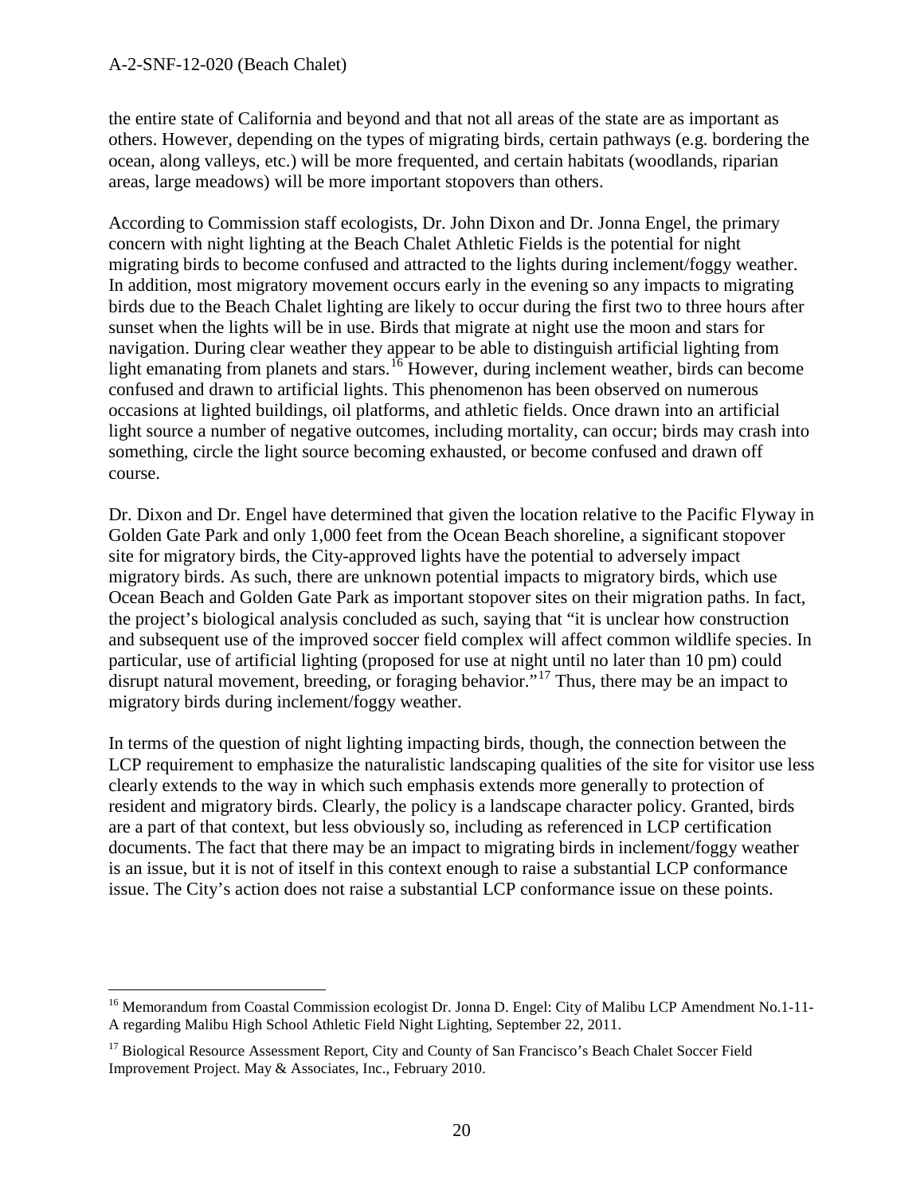the entire state of California and beyond and that not all areas of the state are as important as others. However, depending on the types of migrating birds, certain pathways (e.g. bordering the ocean, along valleys, etc.) will be more frequented, and certain habitats (woodlands, riparian areas, large meadows) will be more important stopovers than others.

According to Commission staff ecologists, Dr. John Dixon and Dr. Jonna Engel, the primary concern with night lighting at the Beach Chalet Athletic Fields is the potential for night migrating birds to become confused and attracted to the lights during inclement/foggy weather. In addition, most migratory movement occurs early in the evening so any impacts to migrating birds due to the Beach Chalet lighting are likely to occur during the first two to three hours after sunset when the lights will be in use. Birds that migrate at night use the moon and stars for navigation. During clear weather they appear to be able to distinguish artificial lighting from light emanating from planets and stars.[16] However, during inclement weather, birds can become confused and drawn to artificial lights. This phenomenon has been observed on numerous occasions at lighted buildings, oil platforms, and athletic fields. Once drawn into an artificial light source a number of negative outcomes, including mortality, can occur; birds may crash into something, circle the light source becoming exhausted, or become confused and drawn off course.

Dr. Dixon and Dr. Engel have determined that given the location relative to the Pacific Flyway in Golden Gate Park and only 1,000 feet from the Ocean Beach shoreline, a significant stopover site for migratory birds, the City-approved lights have the potential to adversely impact migratory birds. As such, there are unknown potential impacts to migratory birds, which use Ocean Beach and Golden Gate Park as important stopover sites on their migration paths. In fact, the project's biological analysis concluded as such, saying that "it is unclear how construction and subsequent use of the improved soccer field complex will affect common wildlife species. In particular, use of artificial lighting (proposed for use at night until no later than 10 pm) could disrupt natural movement, breeding, or foraging behavior."[17] Thus, there may be an impact to migratory birds during inclement/foggy weather.

In terms of the question of night lighting impacting birds, though, the connection between the LCP requirement to emphasize the naturalistic landscaping qualities of the site for visitor use less clearly extends to the way in which such emphasis extends more generally to protection of resident and migratory birds. Clearly, the policy is a landscape character policy. Granted, birds are a part of that context, but less obviously so, including as referenced in LCP certification documents. The fact that there may be an impact to migrating birds in inclement/foggy weather is an issue, but it is not of itself in this context enough to raise a substantial LCP conformance issue. The City's action does not raise a substantial LCP conformance issue on these points.

---

[16] Memorandum from Coastal Commission ecologist Dr. Jonna D. Engel: City of Malibu LCP Amendment No.1-11-A regarding Malibu High School Athletic Field Night Lighting, September 22, 2011.

[17] Biological Resource Assessment Report, City and County of San Francisco's Beach Chalet Soccer Field Improvement Project. May & Associates, Inc., February 2010.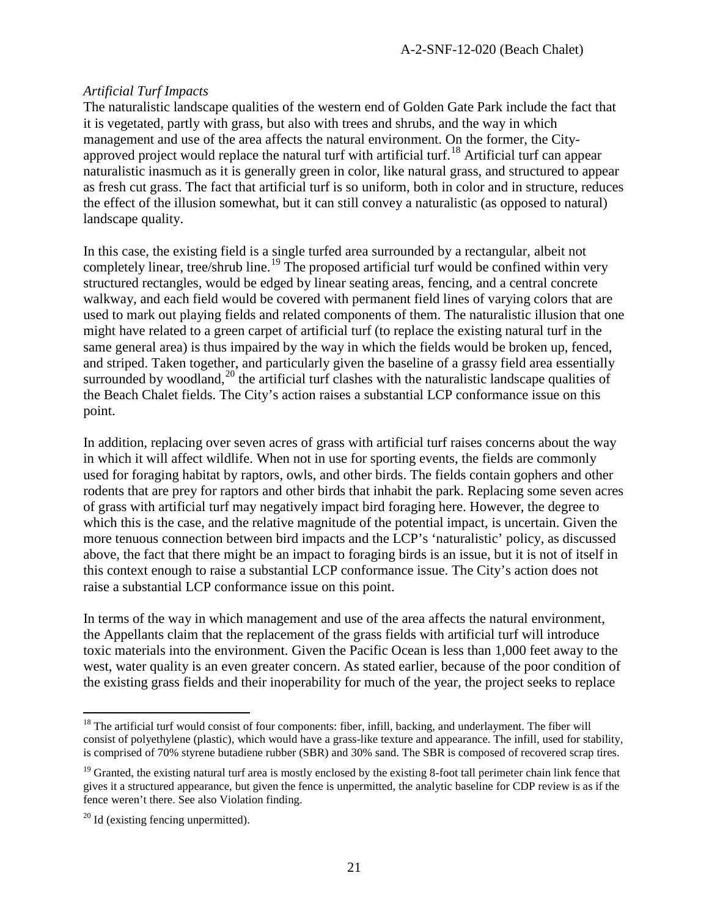*Artificial Turf Impacts*

The naturalistic landscape qualities of the western end of Golden Gate Park include the fact that it is vegetated, partly with grass, but also with trees and shrubs, and the way in which management and use of the area affects the natural environment. On the former, the City-approved project would replace the natural turf with artificial turf.[18] Artificial turf can appear naturalistic inasmuch as it is generally green in color, like natural grass, and structured to appear as fresh cut grass. The fact that artificial turf is so uniform, both in color and in structure, reduces the effect of the illusion somewhat, but it can still convey a naturalistic (as opposed to natural) landscape quality.

In this case, the existing field is a single turfed area surrounded by a rectangular, albeit not completely linear, tree/shrub line.[19] The proposed artificial turf would be confined within very structured rectangles, would be edged by linear seating areas, fencing, and a central concrete walkway, and each field would be covered with permanent field lines of varying colors that are used to mark out playing fields and related components of them. The naturalistic illusion that one might have related to a green carpet of artificial turf (to replace the existing natural turf in the same general area) is thus impaired by the way in which the fields would be broken up, fenced, and striped. Taken together, and particularly given the baseline of a grassy field area essentially surrounded by woodland,[20] the artificial turf clashes with the naturalistic landscape qualities of the Beach Chalet fields. The City's action raises a substantial LCP conformance issue on this point.

In addition, replacing over seven acres of grass with artificial turf raises concerns about the way in which it will affect wildlife. When not in use for sporting events, the fields are commonly used for foraging habitat by raptors, owls, and other birds. The fields contain gophers and other rodents that are prey for raptors and other birds that inhabit the park. Replacing some seven acres of grass with artificial turf may negatively impact bird foraging here. However, the degree to which this is the case, and the relative magnitude of the potential impact, is uncertain. Given the more tenuous connection between bird impacts and the LCP's 'naturalistic' policy, as discussed above, the fact that there might be an impact to foraging birds is an issue, but it is not of itself in this context enough to raise a substantial LCP conformance issue. The City's action does not raise a substantial LCP conformance issue on this point.

In terms of the way in which management and use of the area affects the natural environment, the Appellants claim that the replacement of the grass fields with artificial turf will introduce toxic materials into the environment. Given the Pacific Ocean is less than 1,000 feet away to the west, water quality is an even greater concern. As stated earlier, because of the poor condition of the existing grass fields and their inoperability for much of the year, the project seeks to replace

---

[18] The artificial turf would consist of four components: fiber, infill, backing, and underlayment. The fiber will consist of polyethylene (plastic), which would have a grass-like texture and appearance. The infill, used for stability, is comprised of 70% styrene butadiene rubber (SBR) and 30% sand. The SBR is composed of recovered scrap tires.

[19] Granted, the existing natural turf area is mostly enclosed by the existing 8-foot tall perimeter chain link fence that gives it a structured appearance, but given the fence is unpermitted, the analytic baseline for CDP review is as if the fence weren't there. See also Violation finding.

[20] Id (existing fencing unpermitted).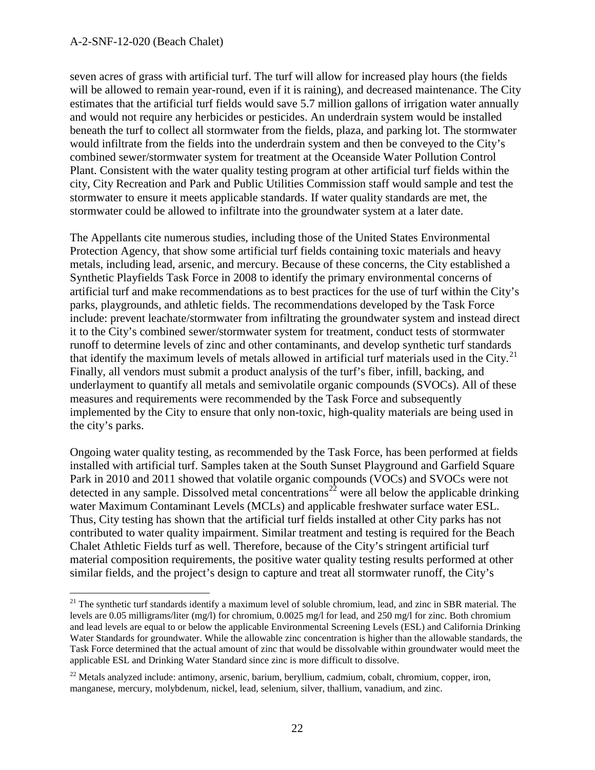seven acres of grass with artificial turf. The turf will allow for increased play hours (the fields will be allowed to remain year-round, even if it is raining), and decreased maintenance. The City estimates that the artificial turf fields would save 5.7 million gallons of irrigation water annually and would not require any herbicides or pesticides. An underdrain system would be installed beneath the turf to collect all stormwater from the fields, plaza, and parking lot. The stormwater would infiltrate from the fields into the underdrain system and then be conveyed to the City's combined sewer/stormwater system for treatment at the Oceanside Water Pollution Control Plant. Consistent with the water quality testing program at other artificial turf fields within the city, City Recreation and Park and Public Utilities Commission staff would sample and test the stormwater to ensure it meets applicable standards. If water quality standards are met, the stormwater could be allowed to infiltrate into the groundwater system at a later date.

The Appellants cite numerous studies, including those of the United States Environmental Protection Agency, that show some artificial turf fields containing toxic materials and heavy metals, including lead, arsenic, and mercury. Because of these concerns, the City established a Synthetic Playfields Task Force in 2008 to identify the primary environmental concerns of artificial turf and make recommendations as to best practices for the use of turf within the City's parks, playgrounds, and athletic fields. The recommendations developed by the Task Force include: prevent leachate/stormwater from infiltrating the groundwater system and instead direct it to the City's combined sewer/stormwater system for treatment, conduct tests of stormwater runoff to determine levels of zinc and other contaminants, and develop synthetic turf standards that identify the maximum levels of metals allowed in artificial turf materials used in the City.[21] Finally, all vendors must submit a product analysis of the turf's fiber, infill, backing, and underlayment to quantify all metals and semivolatile organic compounds (SVOCs). All of these measures and requirements were recommended by the Task Force and subsequently implemented by the City to ensure that only non-toxic, high-quality materials are being used in the city's parks.

Ongoing water quality testing, as recommended by the Task Force, has been performed at fields installed with artificial turf. Samples taken at the South Sunset Playground and Garfield Square Park in 2010 and 2011 showed that volatile organic compounds (VOCs) and SVOCs were not detected in any sample. Dissolved metal concentrations[22] were all below the applicable drinking water Maximum Contaminant Levels (MCLs) and applicable freshwater surface water ESL. Thus, City testing has shown that the artificial turf fields installed at other City parks has not contributed to water quality impairment. Similar treatment and testing is required for the Beach Chalet Athletic Fields turf as well. Therefore, because of the City's stringent artificial turf material composition requirements, the positive water quality testing results performed at other similar fields, and the project's design to capture and treat all stormwater runoff, the City's

---

[21] The synthetic turf standards identify a maximum level of soluble chromium, lead, and zinc in SBR material. The levels are 0.05 milligrams/liter (mg/l) for chromium, 0.0025 mg/l for lead, and 250 mg/l for zinc. Both chromium and lead levels are equal to or below the applicable Environmental Screening Levels (ESL) and California Drinking Water Standards for groundwater. While the allowable zinc concentration is higher than the allowable standards, the Task Force determined that the actual amount of zinc that would be dissolvable within groundwater would meet the applicable ESL and Drinking Water Standard since zinc is more difficult to dissolve.

[22] Metals analyzed include: antimony, arsenic, barium, beryllium, cadmium, cobalt, chromium, copper, iron, manganese, mercury, molybdenum, nickel, lead, selenium, silver, thallium, vanadium, and zinc.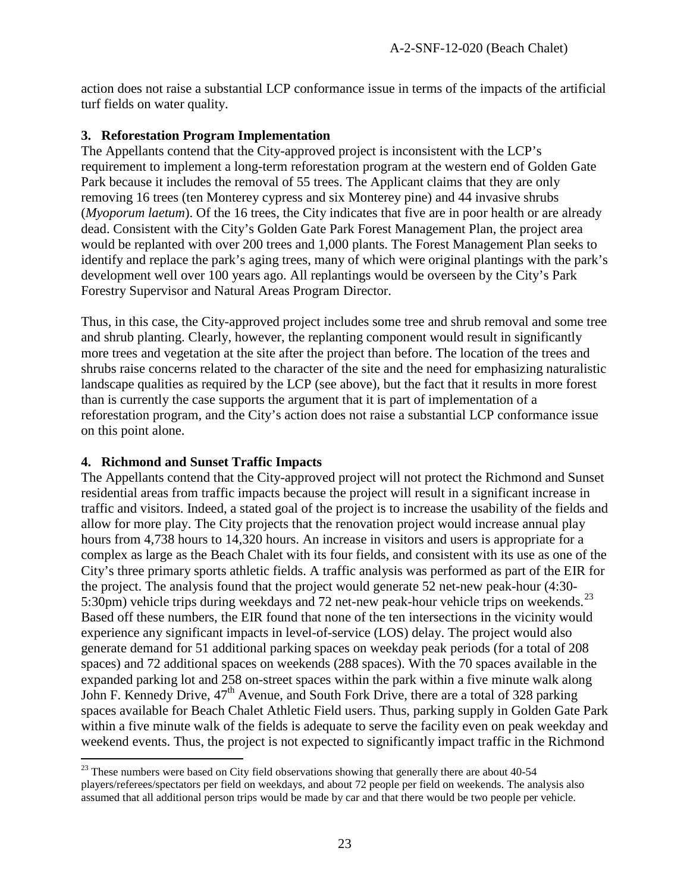action does not raise a substantial LCP conformance issue in terms of the impacts of the artificial turf fields on water quality.

### 3. Reforestation Program Implementation

The Appellants contend that the City-approved project is inconsistent with the LCP's requirement to implement a long-term reforestation program at the western end of Golden Gate Park because it includes the removal of 55 trees. The Applicant claims that they are only removing 16 trees (ten Monterey cypress and six Monterey pine) and 44 invasive shrubs (*Myoporum laetum*). Of the 16 trees, the City indicates that five are in poor health or are already dead. Consistent with the City's Golden Gate Park Forest Management Plan, the project area would be replanted with over 200 trees and 1,000 plants. The Forest Management Plan seeks to identify and replace the park's aging trees, many of which were original plantings with the park's development well over 100 years ago. All replantings would be overseen by the City's Park Forestry Supervisor and Natural Areas Program Director.

Thus, in this case, the City-approved project includes some tree and shrub removal and some tree and shrub planting. Clearly, however, the replanting component would result in significantly more trees and vegetation at the site after the project than before. The location of the trees and shrubs raise concerns related to the character of the site and the need for emphasizing naturalistic landscape qualities as required by the LCP (see above), but the fact that it results in more forest than is currently the case supports the argument that it is part of implementation of a reforestation program, and the City's action does not raise a substantial LCP conformance issue on this point alone.

### 4. Richmond and Sunset Traffic Impacts

The Appellants contend that the City-approved project will not protect the Richmond and Sunset residential areas from traffic impacts because the project will result in a significant increase in traffic and visitors. Indeed, a stated goal of the project is to increase the usability of the fields and allow for more play. The City projects that the renovation project would increase annual play hours from 4,738 hours to 14,320 hours. An increase in visitors and users is appropriate for a complex as large as the Beach Chalet with its four fields, and consistent with its use as one of the City's three primary sports athletic fields. A traffic analysis was performed as part of the EIR for the project. The analysis found that the project would generate 52 net-new peak-hour (4:30-5:30pm) vehicle trips during weekdays and 72 net-new peak-hour vehicle trips on weekends.[23] Based off these numbers, the EIR found that none of the ten intersections in the vicinity would experience any significant impacts in level-of-service (LOS) delay. The project would also generate demand for 51 additional parking spaces on weekday peak periods (for a total of 208 spaces) and 72 additional spaces on weekends (288 spaces). With the 70 spaces available in the expanded parking lot and 258 on-street spaces within the park within a five minute walk along John F. Kennedy Drive, 47th Avenue, and South Fork Drive, there are a total of 328 parking spaces available for Beach Chalet Athletic Field users. Thus, parking supply in Golden Gate Park within a five minute walk of the fields is adequate to serve the facility even on peak weekday and weekend events. Thus, the project is not expected to significantly impact traffic in the Richmond

---

[23] These numbers were based on City field observations showing that generally there are about 40-54 players/referees/spectators per field on weekdays, and about 72 people per field on weekends. The analysis also assumed that all additional person trips would be made by car and that there would be two people per vehicle.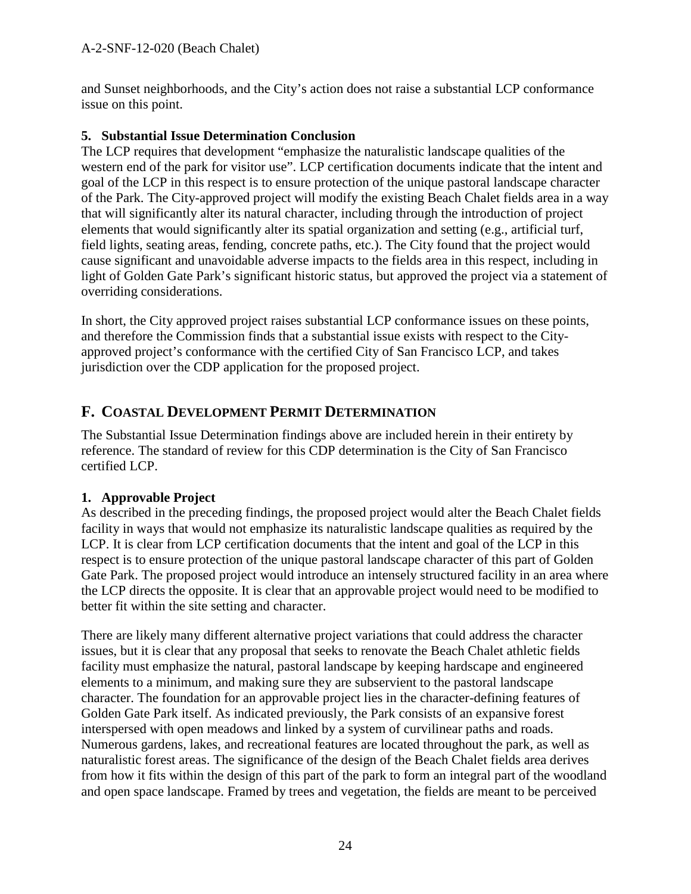and Sunset neighborhoods, and the City's action does not raise a substantial LCP conformance issue on this point.

**5. Substantial Issue Determination Conclusion**

The LCP requires that development "emphasize the naturalistic landscape qualities of the western end of the park for visitor use". LCP certification documents indicate that the intent and goal of the LCP in this respect is to ensure protection of the unique pastoral landscape character of the Park. The City-approved project will modify the existing Beach Chalet fields area in a way that will significantly alter its natural character, including through the introduction of project elements that would significantly alter its spatial organization and setting (e.g., artificial turf, field lights, seating areas, fending, concrete paths, etc.). The City found that the project would cause significant and unavoidable adverse impacts to the fields area in this respect, including in light of Golden Gate Park's significant historic status, but approved the project via a statement of overriding considerations.

In short, the City approved project raises substantial LCP conformance issues on these points, and therefore the Commission finds that a substantial issue exists with respect to the City-approved project's conformance with the certified City of San Francisco LCP, and takes jurisdiction over the CDP application for the proposed project.

## F. COASTAL DEVELOPMENT PERMIT DETERMINATION

The Substantial Issue Determination findings above are included herein in their entirety by reference. The standard of review for this CDP determination is the City of San Francisco certified LCP.

**1. Approvable Project**

As described in the preceding findings, the proposed project would alter the Beach Chalet fields facility in ways that would not emphasize its naturalistic landscape qualities as required by the LCP. It is clear from LCP certification documents that the intent and goal of the LCP in this respect is to ensure protection of the unique pastoral landscape character of this part of Golden Gate Park. The proposed project would introduce an intensely structured facility in an area where the LCP directs the opposite. It is clear that an approvable project would need to be modified to better fit within the site setting and character.

There are likely many different alternative project variations that could address the character issues, but it is clear that any proposal that seeks to renovate the Beach Chalet athletic fields facility must emphasize the natural, pastoral landscape by keeping hardscape and engineered elements to a minimum, and making sure they are subservient to the pastoral landscape character. The foundation for an approvable project lies in the character-defining features of Golden Gate Park itself. As indicated previously, the Park consists of an expansive forest interspersed with open meadows and linked by a system of curvilinear paths and roads. Numerous gardens, lakes, and recreational features are located throughout the park, as well as naturalistic forest areas. The significance of the design of the Beach Chalet fields area derives from how it fits within the design of this part of the park to form an integral part of the woodland and open space landscape. Framed by trees and vegetation, the fields are meant to be perceived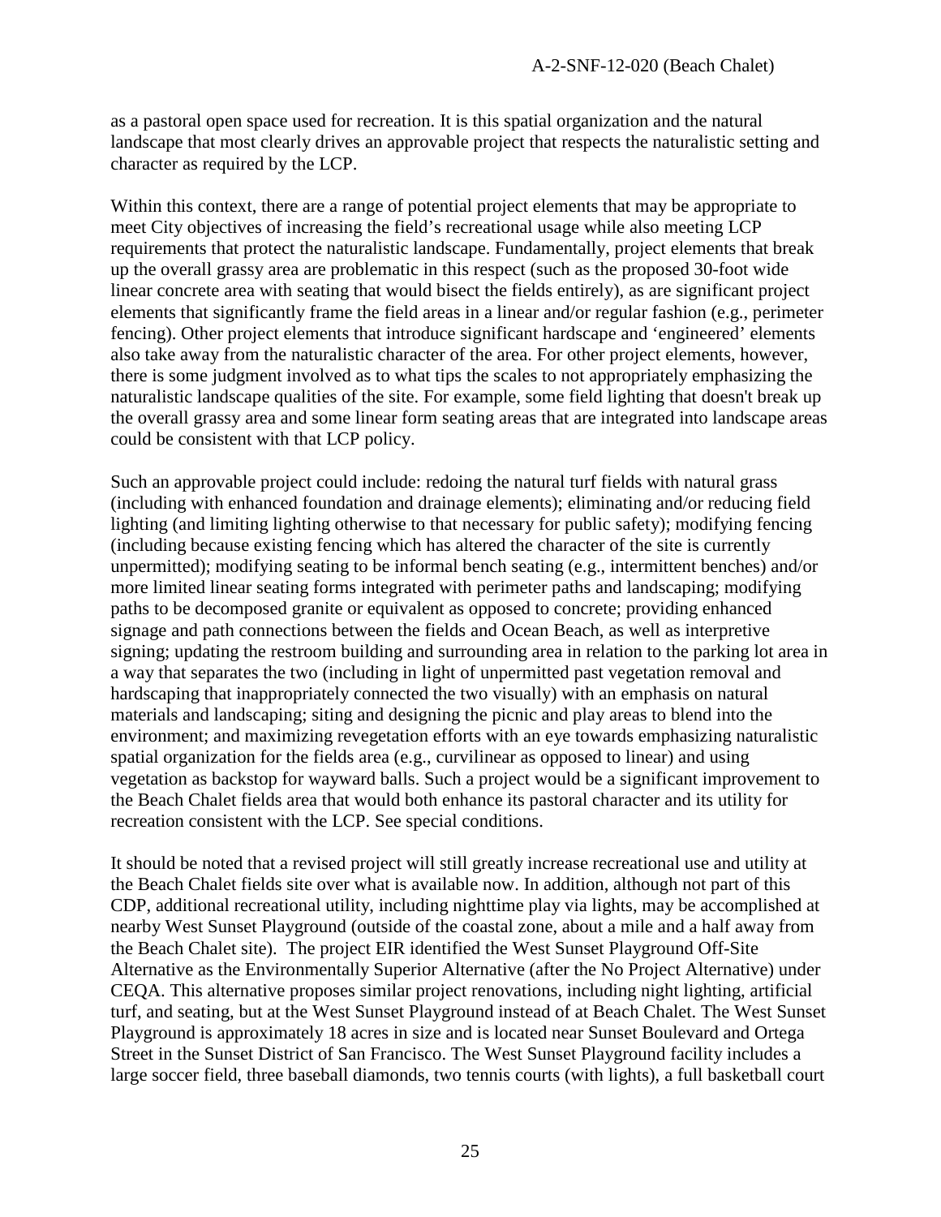as a pastoral open space used for recreation. It is this spatial organization and the natural landscape that most clearly drives an approvable project that respects the naturalistic setting and character as required by the LCP.

Within this context, there are a range of potential project elements that may be appropriate to meet City objectives of increasing the field's recreational usage while also meeting LCP requirements that protect the naturalistic landscape. Fundamentally, project elements that break up the overall grassy area are problematic in this respect (such as the proposed 30-foot wide linear concrete area with seating that would bisect the fields entirely), as are significant project elements that significantly frame the field areas in a linear and/or regular fashion (e.g., perimeter fencing). Other project elements that introduce significant hardscape and 'engineered' elements also take away from the naturalistic character of the area. For other project elements, however, there is some judgment involved as to what tips the scales to not appropriately emphasizing the naturalistic landscape qualities of the site. For example, some field lighting that doesn't break up the overall grassy area and some linear form seating areas that are integrated into landscape areas could be consistent with that LCP policy.

Such an approvable project could include: redoing the natural turf fields with natural grass (including with enhanced foundation and drainage elements); eliminating and/or reducing field lighting (and limiting lighting otherwise to that necessary for public safety); modifying fencing (including because existing fencing which has altered the character of the site is currently unpermitted); modifying seating to be informal bench seating (e.g., intermittent benches) and/or more limited linear seating forms integrated with perimeter paths and landscaping; modifying paths to be decomposed granite or equivalent as opposed to concrete; providing enhanced signage and path connections between the fields and Ocean Beach, as well as interpretive signing; updating the restroom building and surrounding area in relation to the parking lot area in a way that separates the two (including in light of unpermitted past vegetation removal and hardscaping that inappropriately connected the two visually) with an emphasis on natural materials and landscaping; siting and designing the picnic and play areas to blend into the environment; and maximizing revegetation efforts with an eye towards emphasizing naturalistic spatial organization for the fields area (e.g., curvilinear as opposed to linear) and using vegetation as backstop for wayward balls. Such a project would be a significant improvement to the Beach Chalet fields area that would both enhance its pastoral character and its utility for recreation consistent with the LCP. See special conditions.

It should be noted that a revised project will still greatly increase recreational use and utility at the Beach Chalet fields site over what is available now. In addition, although not part of this CDP, additional recreational utility, including nighttime play via lights, may be accomplished at nearby West Sunset Playground (outside of the coastal zone, about a mile and a half away from the Beach Chalet site). The project EIR identified the West Sunset Playground Off-Site Alternative as the Environmentally Superior Alternative (after the No Project Alternative) under CEQA. This alternative proposes similar project renovations, including night lighting, artificial turf, and seating, but at the West Sunset Playground instead of at Beach Chalet. The West Sunset Playground is approximately 18 acres in size and is located near Sunset Boulevard and Ortega Street in the Sunset District of San Francisco. The West Sunset Playground facility includes a large soccer field, three baseball diamonds, two tennis courts (with lights), a full basketball court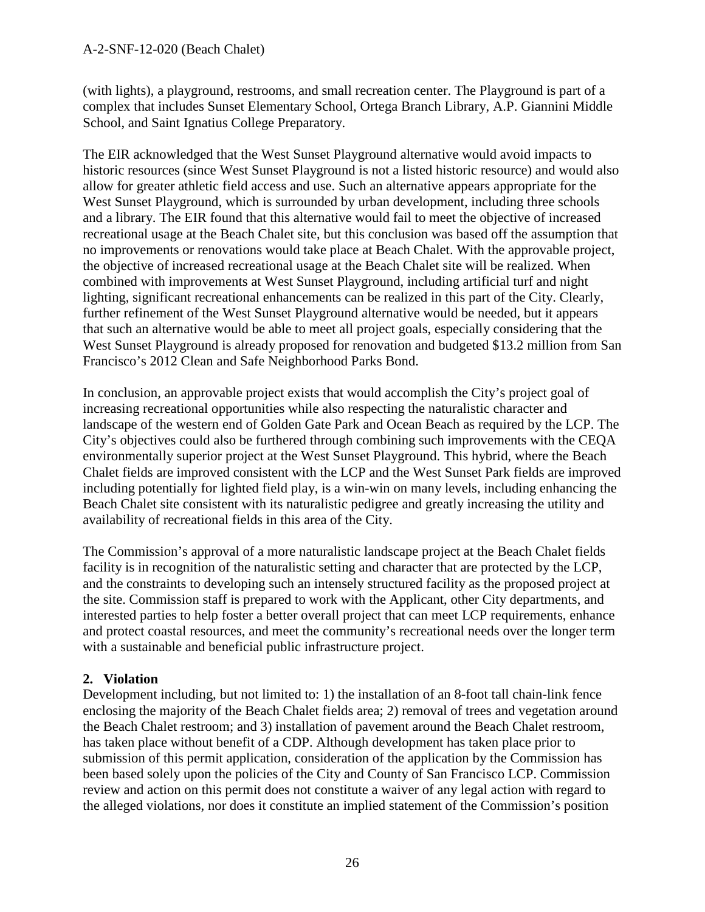(with lights), a playground, restrooms, and small recreation center. The Playground is part of a complex that includes Sunset Elementary School, Ortega Branch Library, A.P. Giannini Middle School, and Saint Ignatius College Preparatory.

The EIR acknowledged that the West Sunset Playground alternative would avoid impacts to historic resources (since West Sunset Playground is not a listed historic resource) and would also allow for greater athletic field access and use. Such an alternative appears appropriate for the West Sunset Playground, which is surrounded by urban development, including three schools and a library. The EIR found that this alternative would fail to meet the objective of increased recreational usage at the Beach Chalet site, but this conclusion was based off the assumption that no improvements or renovations would take place at Beach Chalet. With the approvable project, the objective of increased recreational usage at the Beach Chalet site will be realized. When combined with improvements at West Sunset Playground, including artificial turf and night lighting, significant recreational enhancements can be realized in this part of the City. Clearly, further refinement of the West Sunset Playground alternative would be needed, but it appears that such an alternative would be able to meet all project goals, especially considering that the West Sunset Playground is already proposed for renovation and budgeted $13.2 million from San Francisco's 2012 Clean and Safe Neighborhood Parks Bond.

In conclusion, an approvable project exists that would accomplish the City's project goal of increasing recreational opportunities while also respecting the naturalistic character and landscape of the western end of Golden Gate Park and Ocean Beach as required by the LCP. The City's objectives could also be furthered through combining such improvements with the CEQA environmentally superior project at the West Sunset Playground. This hybrid, where the Beach Chalet fields are improved consistent with the LCP and the West Sunset Park fields are improved including potentially for lighted field play, is a win-win on many levels, including enhancing the Beach Chalet site consistent with its naturalistic pedigree and greatly increasing the utility and availability of recreational fields in this area of the City.

The Commission's approval of a more naturalistic landscape project at the Beach Chalet fields facility is in recognition of the naturalistic setting and character that are protected by the LCP, and the constraints to developing such an intensely structured facility as the proposed project at the site. Commission staff is prepared to work with the Applicant, other City departments, and interested parties to help foster a better overall project that can meet LCP requirements, enhance and protect coastal resources, and meet the community's recreational needs over the longer term with a sustainable and beneficial public infrastructure project.

## 2. Violation

Development including, but not limited to: 1) the installation of an 8-foot tall chain-link fence enclosing the majority of the Beach Chalet fields area; 2) removal of trees and vegetation around the Beach Chalet restroom; and 3) installation of pavement around the Beach Chalet restroom, has taken place without benefit of a CDP. Although development has taken place prior to submission of this permit application, consideration of the application by the Commission has been based solely upon the policies of the City and County of San Francisco LCP. Commission review and action on this permit does not constitute a waiver of any legal action with regard to the alleged violations, nor does it constitute an implied statement of the Commission's position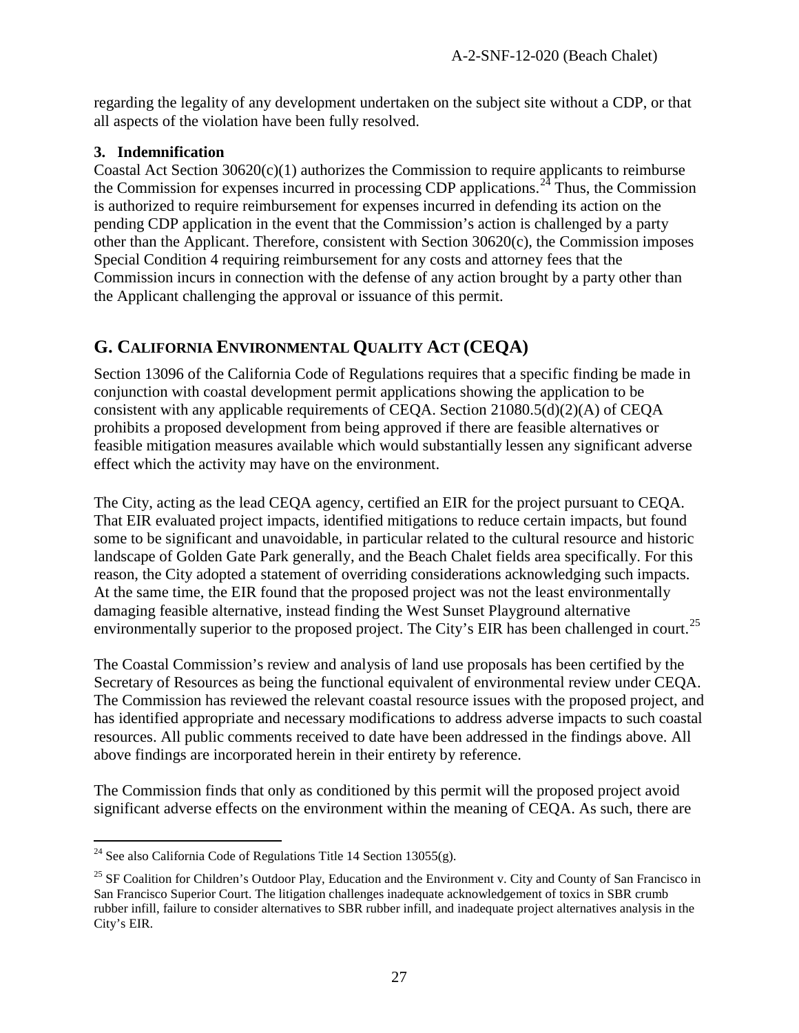regarding the legality of any development undertaken on the subject site without a CDP, or that all aspects of the violation have been fully resolved.

### 3. Indemnification

Coastal Act Section 30620(c)(1) authorizes the Commission to require applicants to reimburse the Commission for expenses incurred in processing CDP applications.[24] Thus, the Commission is authorized to require reimbursement for expenses incurred in defending its action on the pending CDP application in the event that the Commission's action is challenged by a party other than the Applicant. Therefore, consistent with Section 30620(c), the Commission imposes Special Condition 4 requiring reimbursement for any costs and attorney fees that the Commission incurs in connection with the defense of any action brought by a party other than the Applicant challenging the approval or issuance of this permit.

## G. CALIFORNIA ENVIRONMENTAL QUALITY ACT (CEQA)

Section 13096 of the California Code of Regulations requires that a specific finding be made in conjunction with coastal development permit applications showing the application to be consistent with any applicable requirements of CEQA. Section 21080.5(d)(2)(A) of CEQA prohibits a proposed development from being approved if there are feasible alternatives or feasible mitigation measures available which would substantially lessen any significant adverse effect which the activity may have on the environment.

The City, acting as the lead CEQA agency, certified an EIR for the project pursuant to CEQA. That EIR evaluated project impacts, identified mitigations to reduce certain impacts, but found some to be significant and unavoidable, in particular related to the cultural resource and historic landscape of Golden Gate Park generally, and the Beach Chalet fields area specifically. For this reason, the City adopted a statement of overriding considerations acknowledging such impacts. At the same time, the EIR found that the proposed project was not the least environmentally damaging feasible alternative, instead finding the West Sunset Playground alternative environmentally superior to the proposed project. The City's EIR has been challenged in court.[25]

The Coastal Commission's review and analysis of land use proposals has been certified by the Secretary of Resources as being the functional equivalent of environmental review under CEQA. The Commission has reviewed the relevant coastal resource issues with the proposed project, and has identified appropriate and necessary modifications to address adverse impacts to such coastal resources. All public comments received to date have been addressed in the findings above. All above findings are incorporated herein in their entirety by reference.

The Commission finds that only as conditioned by this permit will the proposed project avoid significant adverse effects on the environment within the meaning of CEQA. As such, there are

---

[24] See also California Code of Regulations Title 14 Section 13055(g).

[25] SF Coalition for Children's Outdoor Play, Education and the Environment v. City and County of San Francisco in San Francisco Superior Court. The litigation challenges inadequate acknowledgement of toxics in SBR crumb rubber infill, failure to consider alternatives to SBR rubber infill, and inadequate project alternatives analysis in the City's EIR.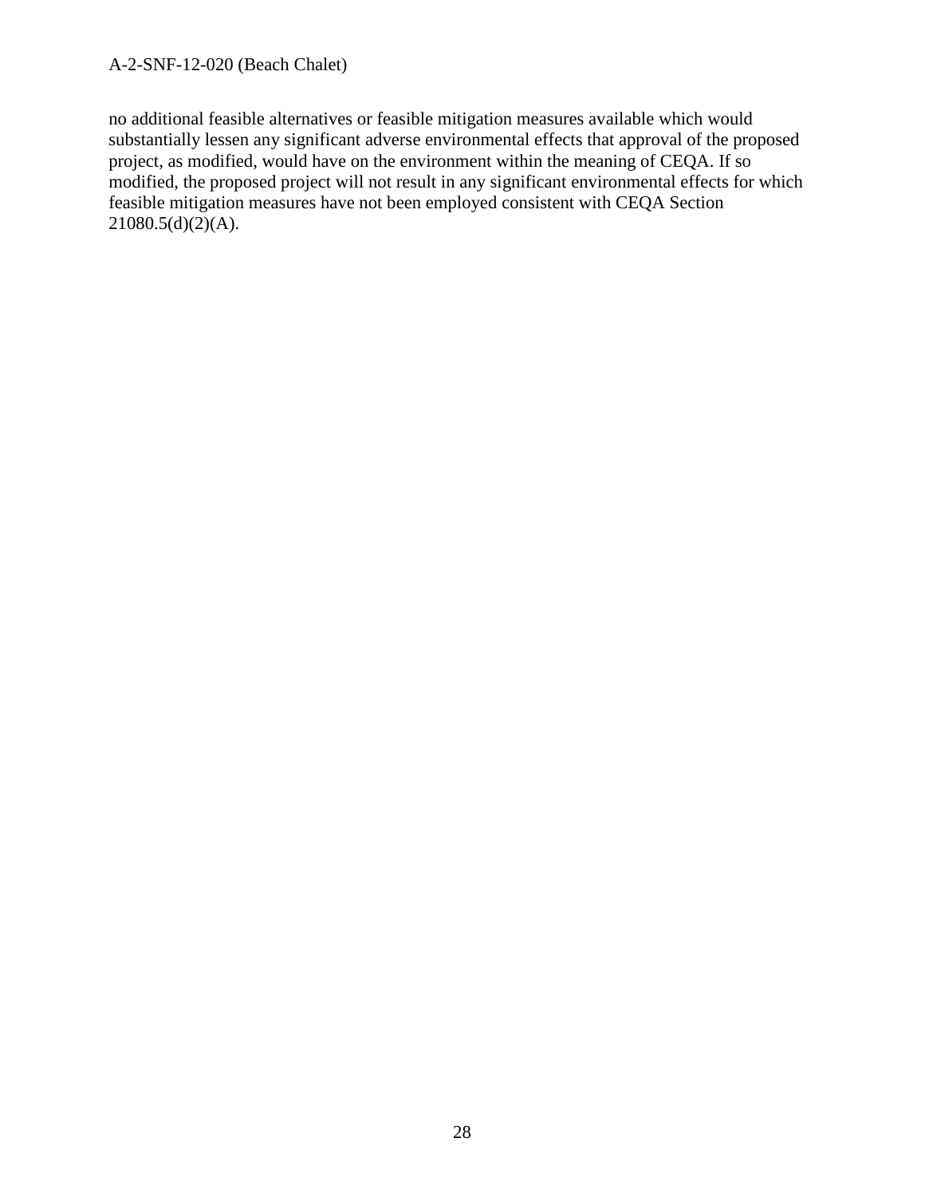no additional feasible alternatives or feasible mitigation measures available which would substantially lessen any significant adverse environmental effects that approval of the proposed project, as modified, would have on the environment within the meaning of CEQA. If so modified, the proposed project will not result in any significant environmental effects for which feasible mitigation measures have not been employed consistent with CEQA Section 21080.5(d)(2)(A).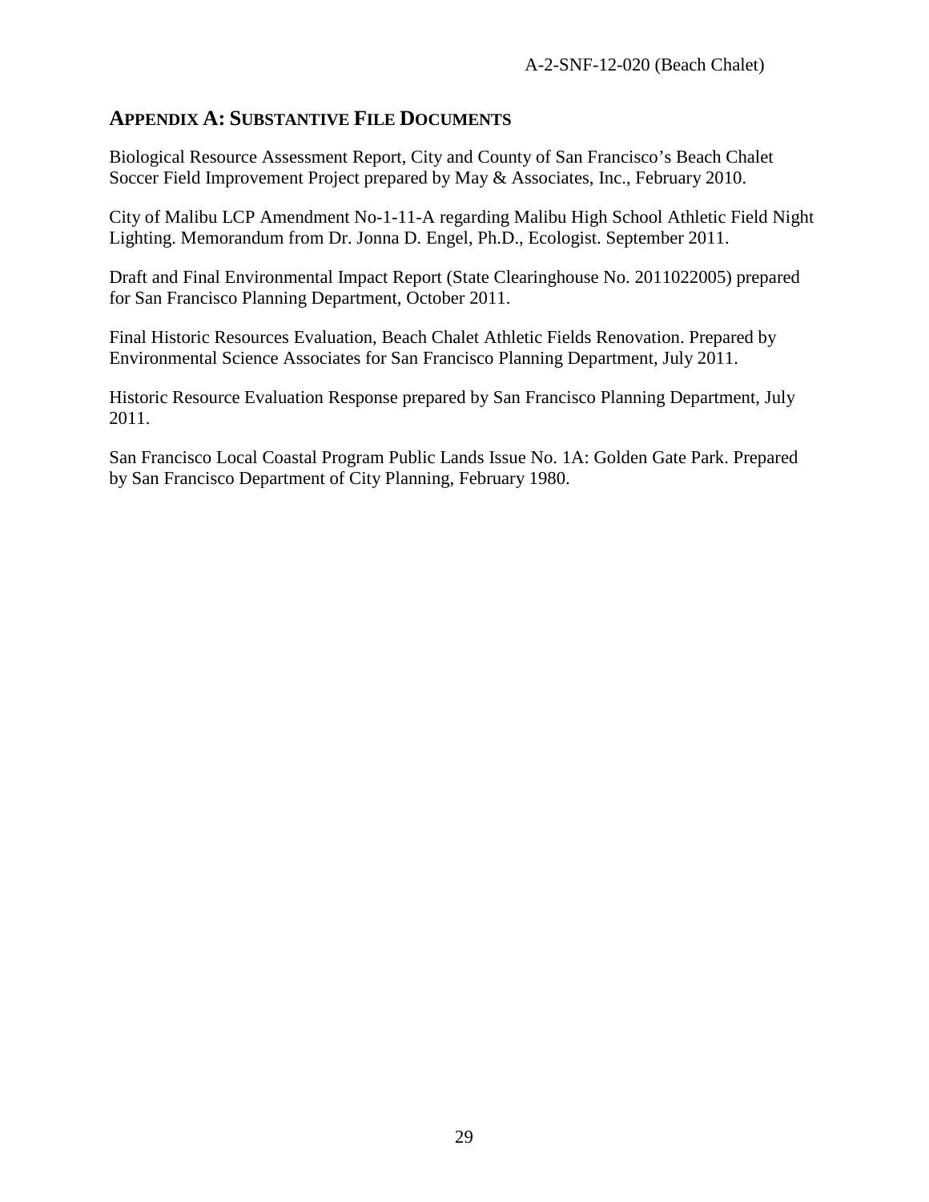## Appendix A: Substantive File Documents

Biological Resource Assessment Report, City and County of San Francisco's Beach Chalet Soccer Field Improvement Project prepared by May & Associates, Inc., February 2010.

City of Malibu LCP Amendment No-1-11-A regarding Malibu High School Athletic Field Night Lighting. Memorandum from Dr. Jonna D. Engel, Ph.D., Ecologist. September 2011.

Draft and Final Environmental Impact Report (State Clearinghouse No. 2011022005) prepared for San Francisco Planning Department, October 2011.

Final Historic Resources Evaluation, Beach Chalet Athletic Fields Renovation. Prepared by Environmental Science Associates for San Francisco Planning Department, July 2011.

Historic Resource Evaluation Response prepared by San Francisco Planning Department, July 2011.

San Francisco Local Coastal Program Public Lands Issue No. 1A: Golden Gate Park. Prepared by San Francisco Department of City Planning, February 1980.